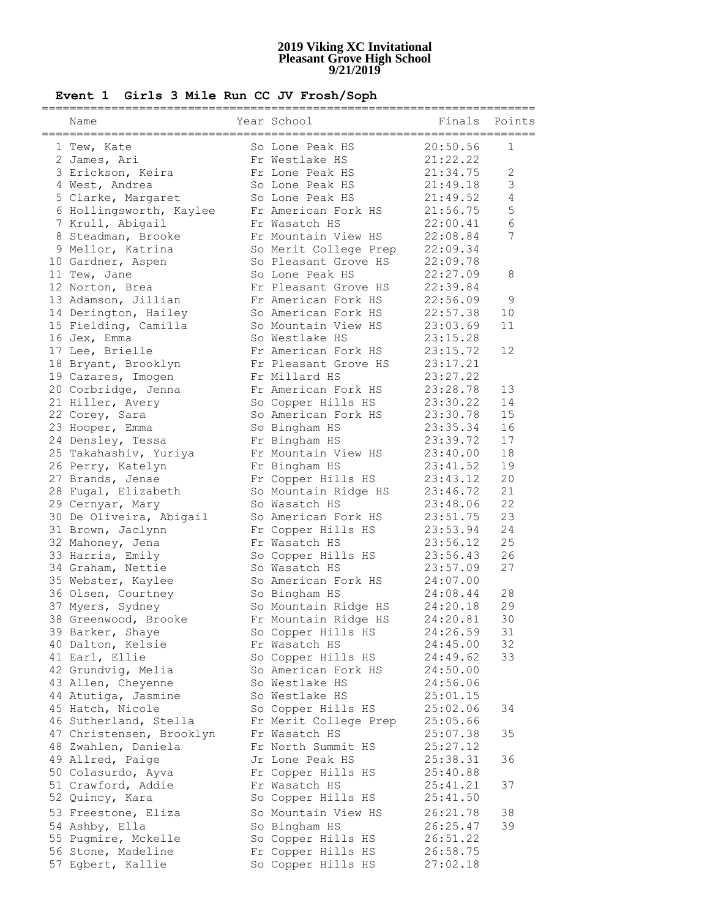# 2019 Viking XC Invitational
# Pleasant Grove High School
# 9/21/2019

## Event 1 Girls 3 Mile Run CC JV Frosh/Soph

| | Name | Year | School | Finals | Points |
|---|---|---|---|---|---|
| 1 | Tew, Kate | So | Lone Peak HS | 20:50.56 | 1 |
| 2 | James, Ari | Fr | Westlake HS | 21:22.22 | |
| 3 | Erickson, Keira | Fr | Lone Peak HS | 21:34.75 | 2 |
| 4 | West, Andrea | So | Lone Peak HS | 21:49.18 | 3 |
| 5 | Clarke, Margaret | So | Lone Peak HS | 21:49.52 | 4 |
| 6 | Hollingsworth, Kaylee | Fr | American Fork HS | 21:56.75 | 5 |
| 7 | Krull, Abigail | Fr | Wasatch HS | 22:00.41 | 6 |
| 8 | Steadman, Brooke | Fr | Mountain View HS | 22:08.84 | 7 |
| 9 | Mellor, Katrina | So | Merit College Prep | 22:09.34 | |
| 10 | Gardner, Aspen | So | Pleasant Grove HS | 22:09.78 | |
| 11 | Tew, Jane | So | Lone Peak HS | 22:27.09 | 8 |
| 12 | Norton, Brea | Fr | Pleasant Grove HS | 22:39.84 | |
| 13 | Adamson, Jillian | Fr | American Fork HS | 22:56.09 | 9 |
| 14 | Derington, Hailey | So | American Fork HS | 22:57.38 | 10 |
| 15 | Fielding, Camilla | So | Mountain View HS | 23:03.69 | 11 |
| 16 | Jex, Emma | So | Westlake HS | 23:15.28 | |
| 17 | Lee, Brielle | Fr | American Fork HS | 23:15.72 | 12 |
| 18 | Bryant, Brooklyn | Fr | Pleasant Grove HS | 23:17.21 | |
| 19 | Cazares, Imogen | Fr | Millard HS | 23:27.22 | |
| 20 | Corbridge, Jenna | Fr | American Fork HS | 23:28.78 | 13 |
| 21 | Hiller, Avery | So | Copper Hills HS | 23:30.22 | 14 |
| 22 | Corey, Sara | So | American Fork HS | 23:30.78 | 15 |
| 23 | Hooper, Emma | So | Bingham HS | 23:35.34 | 16 |
| 24 | Densley, Tessa | Fr | Bingham HS | 23:39.72 | 17 |
| 25 | Takahashiv, Yuriya | Fr | Mountain View HS | 23:40.00 | 18 |
| 26 | Perry, Katelyn | Fr | Bingham HS | 23:41.52 | 19 |
| 27 | Brands, Jenae | Fr | Copper Hills HS | 23:43.12 | 20 |
| 28 | Fugal, Elizabeth | So | Mountain Ridge HS | 23:46.72 | 21 |
| 29 | Cernyar, Mary | So | Wasatch HS | 23:48.06 | 22 |
| 30 | De Oliveira, Abigail | So | American Fork HS | 23:51.75 | 23 |
| 31 | Brown, Jaclynn | Fr | Copper Hills HS | 23:53.94 | 24 |
| 32 | Mahoney, Jena | Fr | Wasatch HS | 23:56.12 | 25 |
| 33 | Harris, Emily | So | Copper Hills HS | 23:56.43 | 26 |
| 34 | Graham, Nettie | So | Wasatch HS | 23:57.09 | 27 |
| 35 | Webster, Kaylee | So | American Fork HS | 24:07.00 | |
| 36 | Olsen, Courtney | So | Bingham HS | 24:08.44 | 28 |
| 37 | Myers, Sydney | So | Mountain Ridge HS | 24:20.18 | 29 |
| 38 | Greenwood, Brooke | Fr | Mountain Ridge HS | 24:20.81 | 30 |
| 39 | Barker, Shaye | So | Copper Hills HS | 24:26.59 | 31 |
| 40 | Dalton, Kelsie | Fr | Wasatch HS | 24:45.00 | 32 |
| 41 | Earl, Ellie | So | Copper Hills HS | 24:49.62 | 33 |
| 42 | Grundvig, Melia | So | American Fork HS | 24:50.00 | |
| 43 | Allen, Cheyenne | So | Westlake HS | 24:56.06 | |
| 44 | Atutiga, Jasmine | So | Westlake HS | 25:01.15 | |
| 45 | Hatch, Nicole | So | Copper Hills HS | 25:02.06 | 34 |
| 46 | Sutherland, Stella | Fr | Merit College Prep | 25:05.66 | |
| 47 | Christensen, Brooklyn | Fr | Wasatch HS | 25:07.38 | 35 |
| 48 | Zwahlen, Daniela | Fr | North Summit HS | 25:27.12 | |
| 49 | Allred, Paige | Jr | Lone Peak HS | 25:38.31 | 36 |
| 50 | Colasurdo, Ayva | Fr | Copper Hills HS | 25:40.88 | |
| 51 | Crawford, Addie | Fr | Wasatch HS | 25:41.21 | 37 |
| 52 | Quincy, Kara | So | Copper Hills HS | 25:41.50 | |
| 53 | Freestone, Eliza | So | Mountain View HS | 26:21.78 | 38 |
| 54 | Ashby, Ella | So | Bingham HS | 26:25.47 | 39 |
| 55 | Pugmire, Mckelle | So | Copper Hills HS | 26:51.22 | |
| 56 | Stone, Madeline | Fr | Copper Hills HS | 26:58.75 | |
| 57 | Egbert, Kallie | So | Copper Hills HS | 27:02.18 | |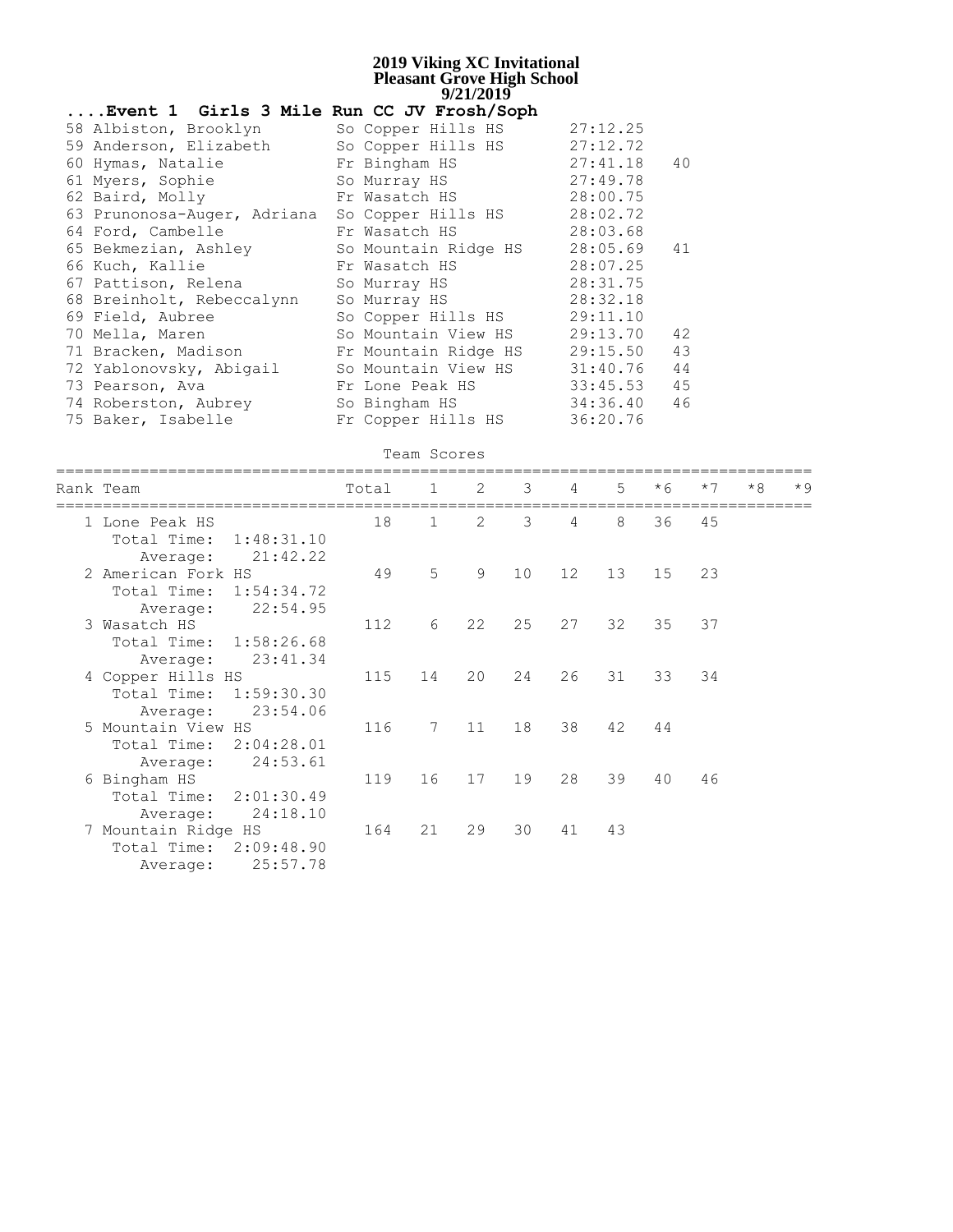# 2019 Viking XC Invitational
## Pleasant Grove High School
### 9/21/2019

**....Event 1 Girls 3 Mile Run CC JV Frosh/Soph**

| Place | Name | Yr | School | Time | Points |
|---|---|---|---|---|---|
| 58 | Albiston, Brooklyn | So | Copper Hills HS | 27:12.25 | |
| 59 | Anderson, Elizabeth | So | Copper Hills HS | 27:12.72 | |
| 60 | Hymas, Natalie | Fr | Bingham HS | 27:41.18 | 40 |
| 61 | Myers, Sophie | So | Murray HS | 27:49.78 | |
| 62 | Baird, Molly | Fr | Wasatch HS | 28:00.75 | |
| 63 | Prunonosa-Auger, Adriana | So | Copper Hills HS | 28:02.72 | |
| 64 | Ford, Cambelle | Fr | Wasatch HS | 28:03.68 | |
| 65 | Bekmezian, Ashley | So | Mountain Ridge HS | 28:05.69 | 41 |
| 66 | Kuch, Kallie | Fr | Wasatch HS | 28:07.25 | |
| 67 | Pattison, Relena | So | Murray HS | 28:31.75 | |
| 68 | Breinholt, Rebeccalynn | So | Murray HS | 28:32.18 | |
| 69 | Field, Aubree | So | Copper Hills HS | 29:11.10 | |
| 70 | Mella, Maren | So | Mountain View HS | 29:13.70 | 42 |
| 71 | Bracken, Madison | Fr | Mountain Ridge HS | 29:15.50 | 43 |
| 72 | Yablonovsky, Abigail | So | Mountain View HS | 31:40.76 | 44 |
| 73 | Pearson, Ava | Fr | Lone Peak HS | 33:45.53 | 45 |
| 74 | Roberston, Aubrey | So | Bingham HS | 34:36.40 | 46 |
| 75 | Baker, Isabelle | Fr | Copper Hills HS | 36:20.76 | |

**Team Scores**

| Rank | Team | Total | 1 | 2 | 3 | 4 | 5 | *6 | *7 | *8 | *9 |
|---|---|---|---|---|---|---|---|---|---|---|---|
| 1 | Lone Peak HS | 18 | 1 | 2 | 3 | 4 | 8 | 36 | 45 | | |
| | Total Time: 1:48:31.10 | | | | | | | | | | |
| | Average: 21:42.22 | | | | | | | | | | |
| 2 | American Fork HS | 49 | 5 | 9 | 10 | 12 | 13 | 15 | 23 | | |
| | Total Time: 1:54:34.72 | | | | | | | | | | |
| | Average: 22:54.95 | | | | | | | | | | |
| 3 | Wasatch HS | 112 | 6 | 22 | 25 | 27 | 32 | 35 | 37 | | |
| | Total Time: 1:58:26.68 | | | | | | | | | | |
| | Average: 23:41.34 | | | | | | | | | | |
| 4 | Copper Hills HS | 115 | 14 | 20 | 24 | 26 | 31 | 33 | 34 | | |
| | Total Time: 1:59:30.30 | | | | | | | | | | |
| | Average: 23:54.06 | | | | | | | | | | |
| 5 | Mountain View HS | 116 | 7 | 11 | 18 | 38 | 42 | 44 | | | |
| | Total Time: 2:04:28.01 | | | | | | | | | | |
| | Average: 24:53.61 | | | | | | | | | | |
| 6 | Bingham HS | 119 | 16 | 17 | 19 | 28 | 39 | 40 | 46 | | |
| | Total Time: 2:01:30.49 | | | | | | | | | | |
| | Average: 24:18.10 | | | | | | | | | | |
| 7 | Mountain Ridge HS | 164 | 21 | 29 | 30 | 41 | 43 | | | | |
| | Total Time: 2:09:48.90 | | | | | | | | | | |
| | Average: 25:57.78 | | | | | | | | | | |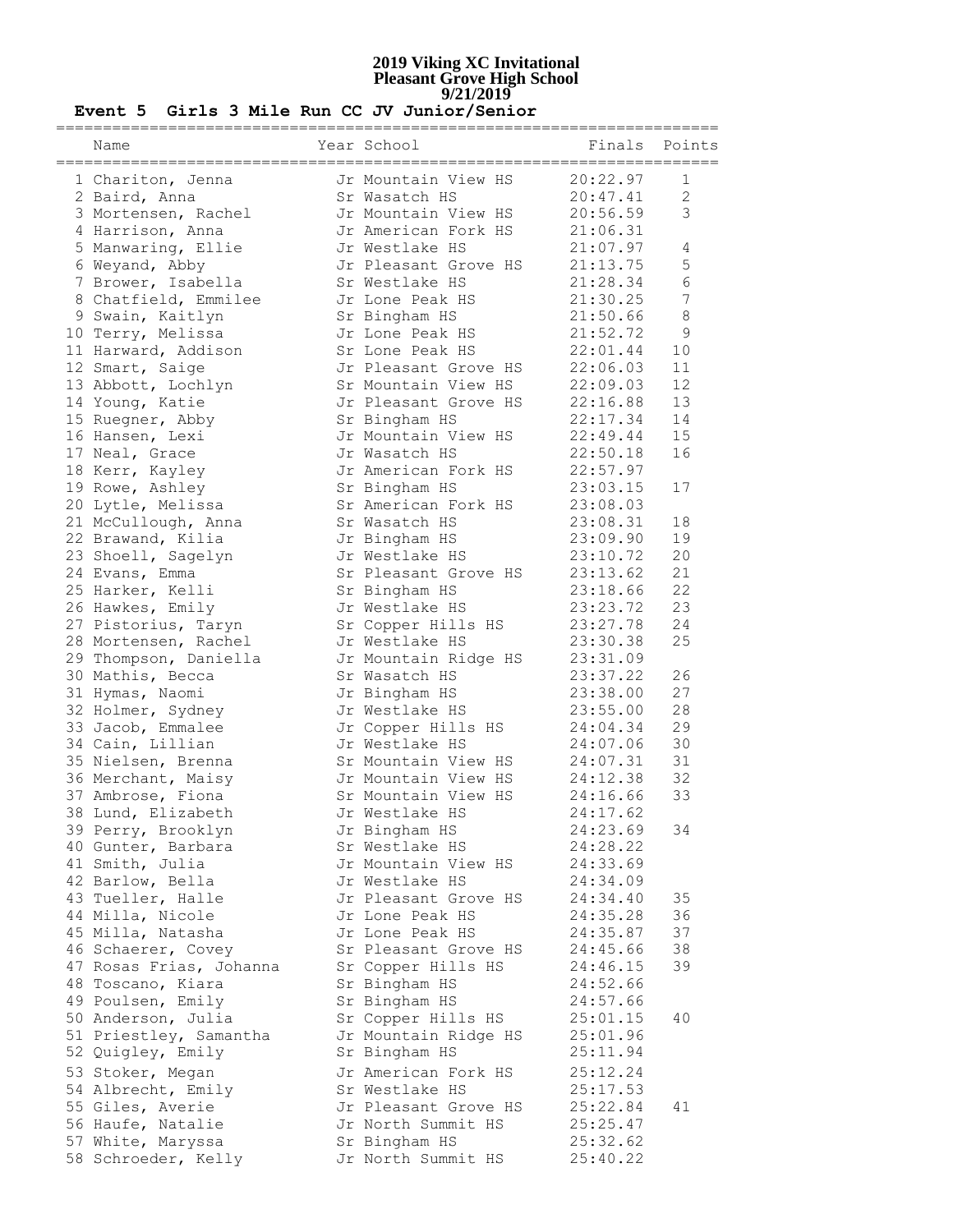# 2019 Viking XC Invitational
## Pleasant Grove High School
### 9/21/2019

**Event 5 Girls 3 Mile Run CC JV Junior/Senior**

| | Name | Year | School | Finals | Points |
|---|---|---|---|---|---|
| 1 | Chariton, Jenna | Jr | Mountain View HS | 20:22.97 | 1 |
| 2 | Baird, Anna | Sr | Wasatch HS | 20:47.41 | 2 |
| 3 | Mortensen, Rachel | Jr | Mountain View HS | 20:56.59 | 3 |
| 4 | Harrison, Anna | Jr | American Fork HS | 21:06.31 | |
| 5 | Manwaring, Ellie | Jr | Westlake HS | 21:07.97 | 4 |
| 6 | Weyand, Abby | Jr | Pleasant Grove HS | 21:13.75 | 5 |
| 7 | Brower, Isabella | Sr | Westlake HS | 21:28.34 | 6 |
| 8 | Chatfield, Emmilee | Jr | Lone Peak HS | 21:30.25 | 7 |
| 9 | Swain, Kaitlyn | Sr | Bingham HS | 21:50.66 | 8 |
| 10 | Terry, Melissa | Jr | Lone Peak HS | 21:52.72 | 9 |
| 11 | Harward, Addison | Sr | Lone Peak HS | 22:01.44 | 10 |
| 12 | Smart, Saige | Jr | Pleasant Grove HS | 22:06.03 | 11 |
| 13 | Abbott, Lochlyn | Sr | Mountain View HS | 22:09.03 | 12 |
| 14 | Young, Katie | Jr | Pleasant Grove HS | 22:16.88 | 13 |
| 15 | Ruegner, Abby | Sr | Bingham HS | 22:17.34 | 14 |
| 16 | Hansen, Lexi | Jr | Mountain View HS | 22:49.44 | 15 |
| 17 | Neal, Grace | Jr | Wasatch HS | 22:50.18 | 16 |
| 18 | Kerr, Kayley | Jr | American Fork HS | 22:57.97 | |
| 19 | Rowe, Ashley | Sr | Bingham HS | 23:03.15 | 17 |
| 20 | Lytle, Melissa | Sr | American Fork HS | 23:08.03 | |
| 21 | McCullough, Anna | Sr | Wasatch HS | 23:08.31 | 18 |
| 22 | Brawand, Kilia | Jr | Bingham HS | 23:09.90 | 19 |
| 23 | Shoell, Sagelyn | Jr | Westlake HS | 23:10.72 | 20 |
| 24 | Evans, Emma | Sr | Pleasant Grove HS | 23:13.62 | 21 |
| 25 | Harker, Kelli | Sr | Bingham HS | 23:18.66 | 22 |
| 26 | Hawkes, Emily | Jr | Westlake HS | 23:23.72 | 23 |
| 27 | Pistorius, Taryn | Sr | Copper Hills HS | 23:27.78 | 24 |
| 28 | Mortensen, Rachel | Jr | Westlake HS | 23:30.38 | 25 |
| 29 | Thompson, Daniella | Jr | Mountain Ridge HS | 23:31.09 | |
| 30 | Mathis, Becca | Sr | Wasatch HS | 23:37.22 | 26 |
| 31 | Hymas, Naomi | Jr | Bingham HS | 23:38.00 | 27 |
| 32 | Holmer, Sydney | Jr | Westlake HS | 23:55.00 | 28 |
| 33 | Jacob, Emmalee | Jr | Copper Hills HS | 24:04.34 | 29 |
| 34 | Cain, Lillian | Jr | Westlake HS | 24:07.06 | 30 |
| 35 | Nielsen, Brenna | Sr | Mountain View HS | 24:07.31 | 31 |
| 36 | Merchant, Maisy | Jr | Mountain View HS | 24:12.38 | 32 |
| 37 | Ambrose, Fiona | Sr | Mountain View HS | 24:16.66 | 33 |
| 38 | Lund, Elizabeth | Jr | Westlake HS | 24:17.62 | |
| 39 | Perry, Brooklyn | Jr | Bingham HS | 24:23.69 | 34 |
| 40 | Gunter, Barbara | Sr | Westlake HS | 24:28.22 | |
| 41 | Smith, Julia | Jr | Mountain View HS | 24:33.69 | |
| 42 | Barlow, Bella | Jr | Westlake HS | 24:34.09 | |
| 43 | Tueller, Halle | Jr | Pleasant Grove HS | 24:34.40 | 35 |
| 44 | Milla, Nicole | Jr | Lone Peak HS | 24:35.28 | 36 |
| 45 | Milla, Natasha | Jr | Lone Peak HS | 24:35.87 | 37 |
| 46 | Schaerer, Covey | Sr | Pleasant Grove HS | 24:45.66 | 38 |
| 47 | Rosas Frias, Johanna | Sr | Copper Hills HS | 24:46.15 | 39 |
| 48 | Toscano, Kiara | Sr | Bingham HS | 24:52.66 | |
| 49 | Poulsen, Emily | Sr | Bingham HS | 24:57.66 | |
| 50 | Anderson, Julia | Sr | Copper Hills HS | 25:01.15 | 40 |
| 51 | Priestley, Samantha | Jr | Mountain Ridge HS | 25:01.96 | |
| 52 | Quigley, Emily | Sr | Bingham HS | 25:11.94 | |
| 53 | Stoker, Megan | Jr | American Fork HS | 25:12.24 | |
| 54 | Albrecht, Emily | Sr | Westlake HS | 25:17.53 | |
| 55 | Giles, Averie | Jr | Pleasant Grove HS | 25:22.84 | 41 |
| 56 | Haufe, Natalie | Jr | North Summit HS | 25:25.47 | |
| 57 | White, Maryssa | Sr | Bingham HS | 25:32.62 | |
| 58 | Schroeder, Kelly | Jr | North Summit HS | 25:40.22 | |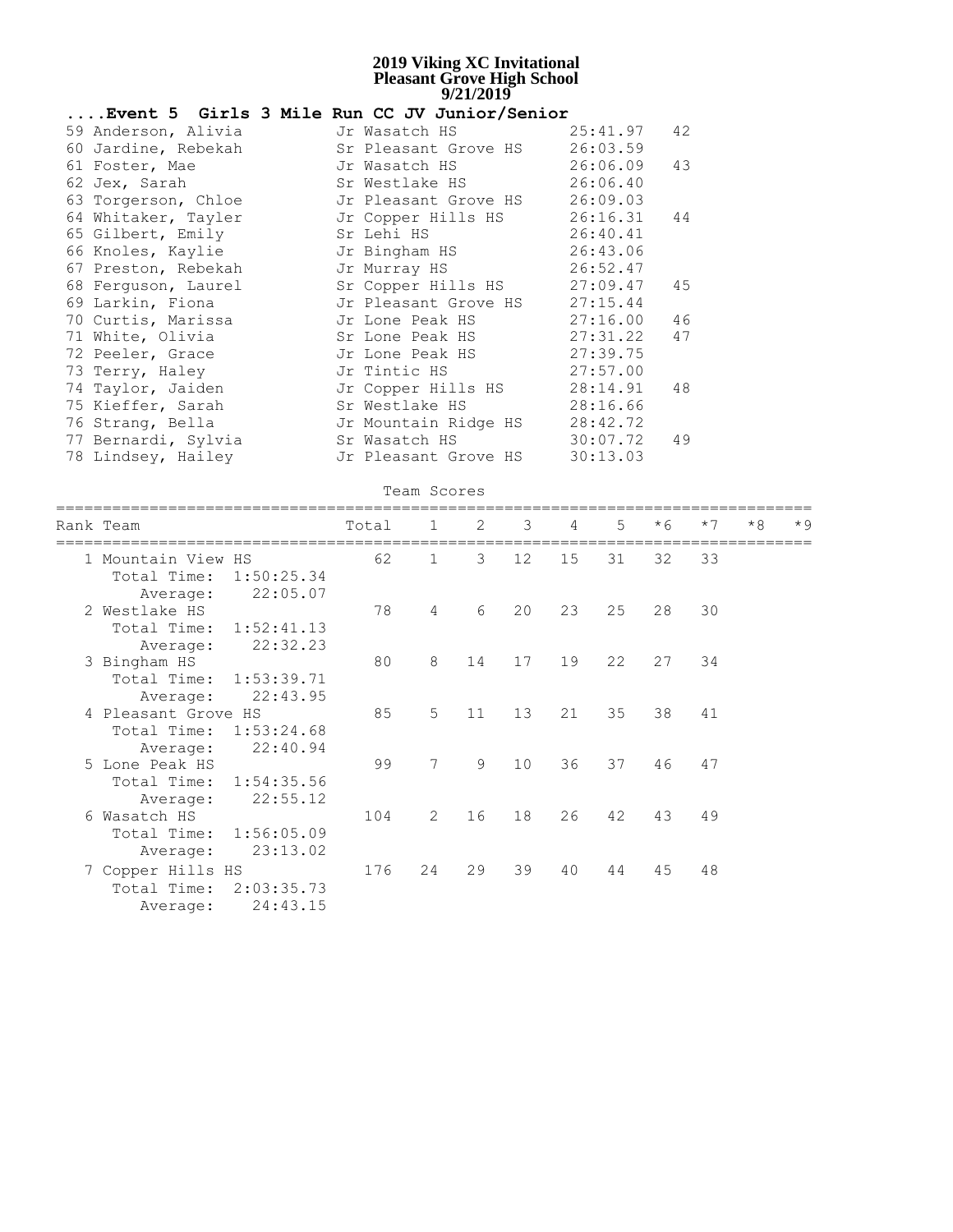# 2019 Viking XC Invitational
## Pleasant Grove High School
### 9/21/2019

**....Event 5 Girls 3 Mile Run CC JV Junior/Senior**

| Place | Name | Yr | School | Time | Points |
|---|---|---|---|---|---|
| 59 | Anderson, Alivia | Jr | Wasatch HS | 25:41.97 | 42 |
| 60 | Jardine, Rebekah | Sr | Pleasant Grove HS | 26:03.59 | |
| 61 | Foster, Mae | Jr | Wasatch HS | 26:06.09 | 43 |
| 62 | Jex, Sarah | Sr | Westlake HS | 26:06.40 | |
| 63 | Torgerson, Chloe | Jr | Pleasant Grove HS | 26:09.03 | |
| 64 | Whitaker, Tayler | Jr | Copper Hills HS | 26:16.31 | 44 |
| 65 | Gilbert, Emily | Sr | Lehi HS | 26:40.41 | |
| 66 | Knoles, Kaylie | Jr | Bingham HS | 26:43.06 | |
| 67 | Preston, Rebekah | Jr | Murray HS | 26:52.47 | |
| 68 | Ferguson, Laurel | Sr | Copper Hills HS | 27:09.47 | 45 |
| 69 | Larkin, Fiona | Jr | Pleasant Grove HS | 27:15.44 | |
| 70 | Curtis, Marissa | Jr | Lone Peak HS | 27:16.00 | 46 |
| 71 | White, Olivia | Sr | Lone Peak HS | 27:31.22 | 47 |
| 72 | Peeler, Grace | Jr | Lone Peak HS | 27:39.75 | |
| 73 | Terry, Haley | Jr | Tintic HS | 27:57.00 | |
| 74 | Taylor, Jaiden | Jr | Copper Hills HS | 28:14.91 | 48 |
| 75 | Kieffer, Sarah | Sr | Westlake HS | 28:16.66 | |
| 76 | Strang, Bella | Jr | Mountain Ridge HS | 28:42.72 | |
| 77 | Bernardi, Sylvia | Sr | Wasatch HS | 30:07.72 | 49 |
| 78 | Lindsey, Hailey | Jr | Pleasant Grove HS | 30:13.03 | |

Team Scores

| Rank | Team | Total | 1 | 2 | 3 | 4 | 5 | *6 | *7 | *8 | *9 |
|---|---|---|---|---|---|---|---|---|---|---|---|
| 1 | Mountain View HS<br>Total Time: 1:50:25.34<br>Average: 22:05.07 | 62 | 1 | 3 | 12 | 15 | 31 | 32 | 33 | | |
| 2 | Westlake HS<br>Total Time: 1:52:41.13<br>Average: 22:32.23 | 78 | 4 | 6 | 20 | 23 | 25 | 28 | 30 | | |
| 3 | Bingham HS<br>Total Time: 1:53:39.71<br>Average: 22:43.95 | 80 | 8 | 14 | 17 | 19 | 22 | 27 | 34 | | |
| 4 | Pleasant Grove HS<br>Total Time: 1:53:24.68<br>Average: 22:40.94 | 85 | 5 | 11 | 13 | 21 | 35 | 38 | 41 | | |
| 5 | Lone Peak HS<br>Total Time: 1:54:35.56<br>Average: 22:55.12 | 99 | 7 | 9 | 10 | 36 | 37 | 46 | 47 | | |
| 6 | Wasatch HS<br>Total Time: 1:56:05.09<br>Average: 23:13.02 | 104 | 2 | 16 | 18 | 26 | 42 | 43 | 49 | | |
| 7 | Copper Hills HS<br>Total Time: 2:03:35.73<br>Average: 24:43.15 | 176 | 24 | 29 | 39 | 40 | 44 | 45 | 48 | | |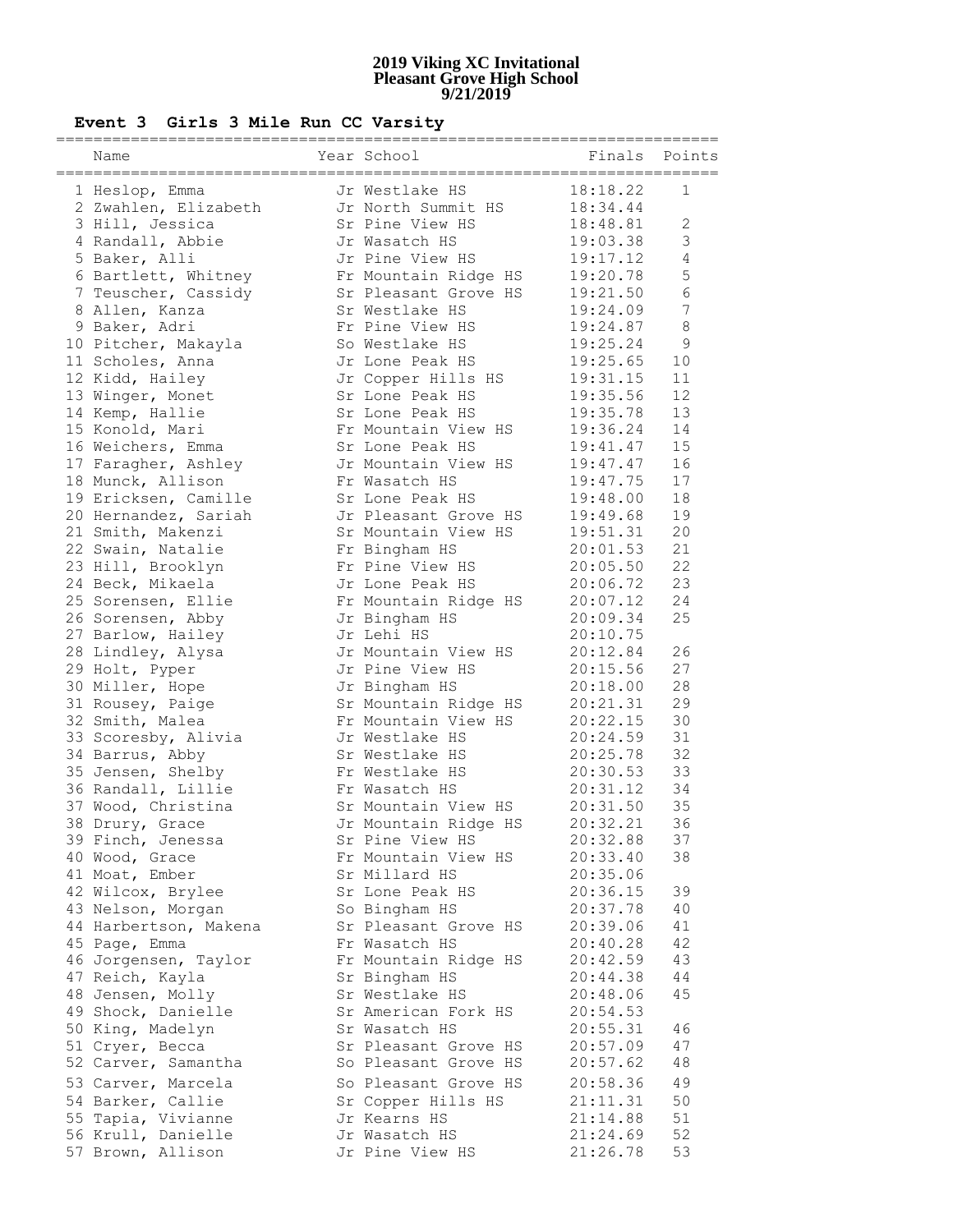# 2019 Viking XC Invitational
## Pleasant Grove High School
### 9/21/2019

**Event 3 Girls 3 Mile Run CC Varsity**

| | Name | Year | School | Finals | Points |
|---|---|---|---|---|---|
| 1 | Heslop, Emma | Jr | Westlake HS | 18:18.22 | 1 |
| 2 | Zwahlen, Elizabeth | Jr | North Summit HS | 18:34.44 | |
| 3 | Hill, Jessica | Sr | Pine View HS | 18:48.81 | 2 |
| 4 | Randall, Abbie | Jr | Wasatch HS | 19:03.38 | 3 |
| 5 | Baker, Alli | Jr | Pine View HS | 19:17.12 | 4 |
| 6 | Bartlett, Whitney | Fr | Mountain Ridge HS | 19:20.78 | 5 |
| 7 | Teuscher, Cassidy | Sr | Pleasant Grove HS | 19:21.50 | 6 |
| 8 | Allen, Kanza | Sr | Westlake HS | 19:24.09 | 7 |
| 9 | Baker, Adri | Fr | Pine View HS | 19:24.87 | 8 |
| 10 | Pitcher, Makayla | So | Westlake HS | 19:25.24 | 9 |
| 11 | Scholes, Anna | Jr | Lone Peak HS | 19:25.65 | 10 |
| 12 | Kidd, Hailey | Jr | Copper Hills HS | 19:31.15 | 11 |
| 13 | Winger, Monet | Sr | Lone Peak HS | 19:35.56 | 12 |
| 14 | Kemp, Hallie | Sr | Lone Peak HS | 19:35.78 | 13 |
| 15 | Konold, Mari | Fr | Mountain View HS | 19:36.24 | 14 |
| 16 | Weichers, Emma | Sr | Lone Peak HS | 19:41.47 | 15 |
| 17 | Faragher, Ashley | Jr | Mountain View HS | 19:47.47 | 16 |
| 18 | Munck, Allison | Fr | Wasatch HS | 19:47.75 | 17 |
| 19 | Ericksen, Camille | Sr | Lone Peak HS | 19:48.00 | 18 |
| 20 | Hernandez, Sariah | Jr | Pleasant Grove HS | 19:49.68 | 19 |
| 21 | Smith, Makenzi | Sr | Mountain View HS | 19:51.31 | 20 |
| 22 | Swain, Natalie | Fr | Bingham HS | 20:01.53 | 21 |
| 23 | Hill, Brooklyn | Fr | Pine View HS | 20:05.50 | 22 |
| 24 | Beck, Mikaela | Jr | Lone Peak HS | 20:06.72 | 23 |
| 25 | Sorensen, Ellie | Fr | Mountain Ridge HS | 20:07.12 | 24 |
| 26 | Sorensen, Abby | Jr | Bingham HS | 20:09.34 | 25 |
| 27 | Barlow, Hailey | Jr | Lehi HS | 20:10.75 | |
| 28 | Lindley, Alysa | Jr | Mountain View HS | 20:12.84 | 26 |
| 29 | Holt, Pyper | Jr | Pine View HS | 20:15.56 | 27 |
| 30 | Miller, Hope | Jr | Bingham HS | 20:18.00 | 28 |
| 31 | Rousey, Paige | Sr | Mountain Ridge HS | 20:21.31 | 29 |
| 32 | Smith, Malea | Fr | Mountain View HS | 20:22.15 | 30 |
| 33 | Scoresby, Alivia | Jr | Westlake HS | 20:24.59 | 31 |
| 34 | Barrus, Abby | Sr | Westlake HS | 20:25.78 | 32 |
| 35 | Jensen, Shelby | Fr | Westlake HS | 20:30.53 | 33 |
| 36 | Randall, Lillie | Fr | Wasatch HS | 20:31.12 | 34 |
| 37 | Wood, Christina | Sr | Mountain View HS | 20:31.50 | 35 |
| 38 | Drury, Grace | Jr | Mountain Ridge HS | 20:32.21 | 36 |
| 39 | Finch, Jenessa | Sr | Pine View HS | 20:32.88 | 37 |
| 40 | Wood, Grace | Fr | Mountain View HS | 20:33.40 | 38 |
| 41 | Moat, Ember | Sr | Millard HS | 20:35.06 | |
| 42 | Wilcox, Brylee | Sr | Lone Peak HS | 20:36.15 | 39 |
| 43 | Nelson, Morgan | So | Bingham HS | 20:37.78 | 40 |
| 44 | Harbertson, Makena | Sr | Pleasant Grove HS | 20:39.06 | 41 |
| 45 | Page, Emma | Fr | Wasatch HS | 20:40.28 | 42 |
| 46 | Jorgensen, Taylor | Fr | Mountain Ridge HS | 20:42.59 | 43 |
| 47 | Reich, Kayla | Sr | Bingham HS | 20:44.38 | 44 |
| 48 | Jensen, Molly | Sr | Westlake HS | 20:48.06 | 45 |
| 49 | Shock, Danielle | Sr | American Fork HS | 20:54.53 | |
| 50 | King, Madelyn | Sr | Wasatch HS | 20:55.31 | 46 |
| 51 | Cryer, Becca | Sr | Pleasant Grove HS | 20:57.09 | 47 |
| 52 | Carver, Samantha | So | Pleasant Grove HS | 20:57.62 | 48 |
| 53 | Carver, Marcela | So | Pleasant Grove HS | 20:58.36 | 49 |
| 54 | Barker, Callie | Sr | Copper Hills HS | 21:11.31 | 50 |
| 55 | Tapia, Vivianne | Jr | Kearns HS | 21:14.88 | 51 |
| 56 | Krull, Danielle | Jr | Wasatch HS | 21:24.69 | 52 |
| 57 | Brown, Allison | Jr | Pine View HS | 21:26.78 | 53 |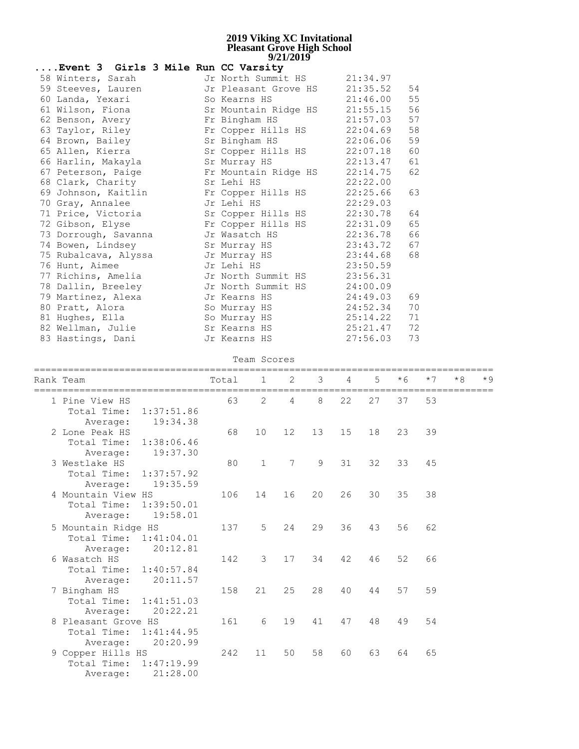# 2019 Viking XC Invitational
## Pleasant Grove High School
### 9/21/2019

**....Event 3 Girls 3 Mile Run CC Varsity**

| Place | Name | Yr | School | Time | Points |
|---|---|---|---|---|---|
| 58 | Winters, Sarah | Jr | North Summit HS | 21:34.97 | |
| 59 | Steeves, Lauren | Jr | Pleasant Grove HS | 21:35.52 | 54 |
| 60 | Landa, Yexari | So | Kearns HS | 21:46.00 | 55 |
| 61 | Wilson, Fiona | Sr | Mountain Ridge HS | 21:55.15 | 56 |
| 62 | Benson, Avery | Fr | Bingham HS | 21:57.03 | 57 |
| 63 | Taylor, Riley | Fr | Copper Hills HS | 22:04.69 | 58 |
| 64 | Brown, Bailey | Sr | Bingham HS | 22:06.06 | 59 |
| 65 | Allen, Kierra | Sr | Copper Hills HS | 22:07.18 | 60 |
| 66 | Harlin, Makayla | Sr | Murray HS | 22:13.47 | 61 |
| 67 | Peterson, Paige | Fr | Mountain Ridge HS | 22:14.75 | 62 |
| 68 | Clark, Charity | Sr | Lehi HS | 22:22.00 | |
| 69 | Johnson, Kaitlin | Fr | Copper Hills HS | 22:25.66 | 63 |
| 70 | Gray, Annalee | Jr | Lehi HS | 22:29.03 | |
| 71 | Price, Victoria | Sr | Copper Hills HS | 22:30.78 | 64 |
| 72 | Gibson, Elyse | Fr | Copper Hills HS | 22:31.09 | 65 |
| 73 | Dorrough, Savanna | Jr | Wasatch HS | 22:36.78 | 66 |
| 74 | Bowen, Lindsey | Sr | Murray HS | 23:43.72 | 67 |
| 75 | Rubalcava, Alyssa | Jr | Murray HS | 23:44.68 | 68 |
| 76 | Hunt, Aimee | Jr | Lehi HS | 23:50.59 | |
| 77 | Richins, Amelia | Jr | North Summit HS | 23:56.31 | |
| 78 | Dallin, Breeley | Jr | North Summit HS | 24:00.09 | |
| 79 | Martinez, Alexa | Jr | Kearns HS | 24:49.03 | 69 |
| 80 | Pratt, Alora | So | Murray HS | 24:52.34 | 70 |
| 81 | Hughes, Ella | So | Murray HS | 25:14.22 | 71 |
| 82 | Wellman, Julie | Sr | Kearns HS | 25:21.47 | 72 |
| 83 | Hastings, Dani | Jr | Kearns HS | 27:56.03 | 73 |

**Team Scores**

| Rank | Team | Total | 1 | 2 | 3 | 4 | 5 | *6 | *7 | *8 | *9 |
|---|---|---|---|---|---|---|---|---|---|---|---|
| 1 | Pine View HS (Total Time: 1:37:51.86, Average: 19:34.38) | 63 | 2 | 4 | 8 | 22 | 27 | 37 | 53 | | |
| 2 | Lone Peak HS (Total Time: 1:38:06.46, Average: 19:37.30) | 68 | 10 | 12 | 13 | 15 | 18 | 23 | 39 | | |
| 3 | Westlake HS (Total Time: 1:37:57.92, Average: 19:35.59) | 80 | 1 | 7 | 9 | 31 | 32 | 33 | 45 | | |
| 4 | Mountain View HS (Total Time: 1:39:50.01, Average: 19:58.01) | 106 | 14 | 16 | 20 | 26 | 30 | 35 | 38 | | |
| 5 | Mountain Ridge HS (Total Time: 1:41:04.01, Average: 20:12.81) | 137 | 5 | 24 | 29 | 36 | 43 | 56 | 62 | | |
| 6 | Wasatch HS (Total Time: 1:40:57.84, Average: 20:11.57) | 142 | 3 | 17 | 34 | 42 | 46 | 52 | 66 | | |
| 7 | Bingham HS (Total Time: 1:41:51.03, Average: 20:22.21) | 158 | 21 | 25 | 28 | 40 | 44 | 57 | 59 | | |
| 8 | Pleasant Grove HS (Total Time: 1:41:44.95, Average: 20:20.99) | 161 | 6 | 19 | 41 | 47 | 48 | 49 | 54 | | |
| 9 | Copper Hills HS (Total Time: 1:47:19.99, Average: 21:28.00) | 242 | 11 | 50 | 58 | 60 | 63 | 64 | 65 | | |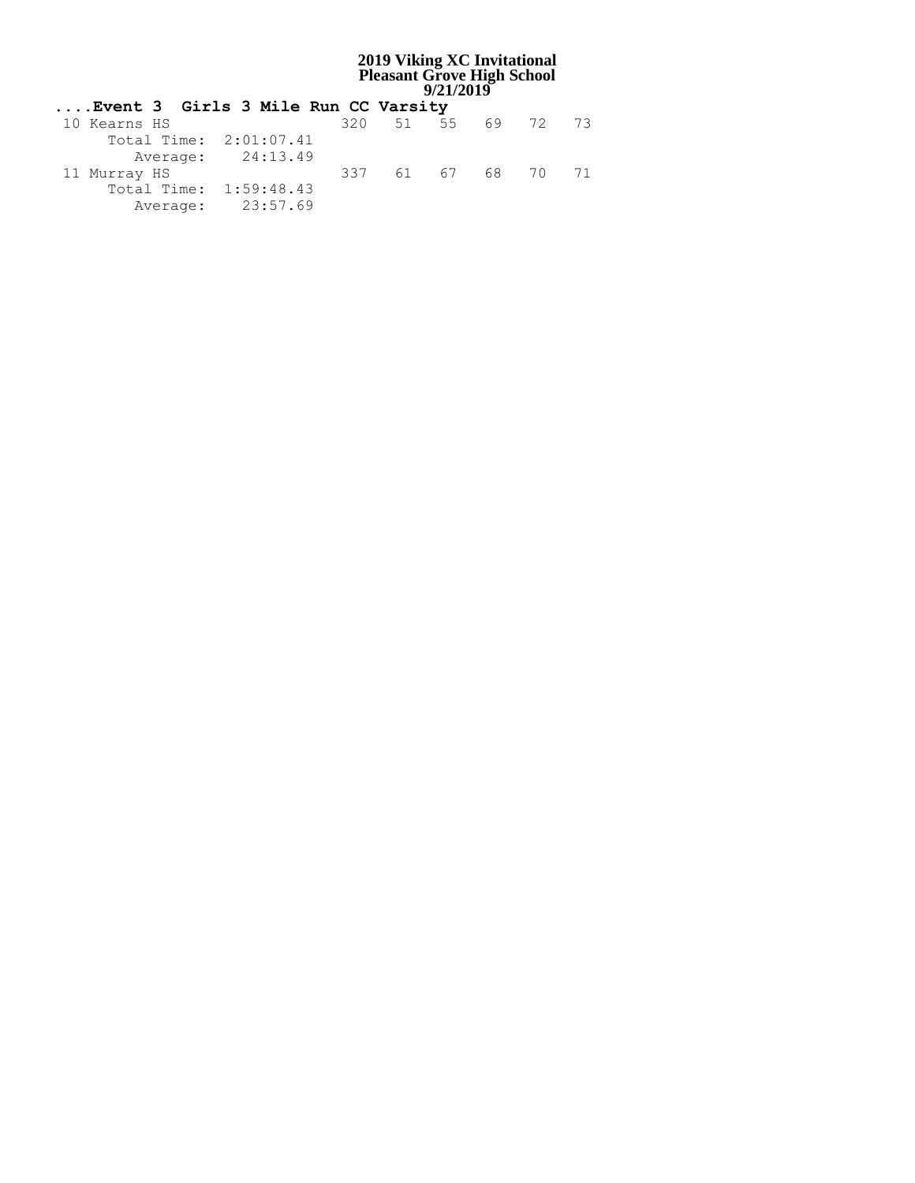**2019 Viking XC Invitational**
**Pleasant Grove High School**
**9/21/2019**

## ....Event 3 Girls 3 Mile Run CC Varsity

```
 10 Kearns HS                     320   51   55   69   72   73
      Total Time:  2:01:07.41
         Average:    24:13.49
 11 Murray HS                     337   61   67   68   70   71
      Total Time:  1:59:48.43
         Average:    23:57.69
```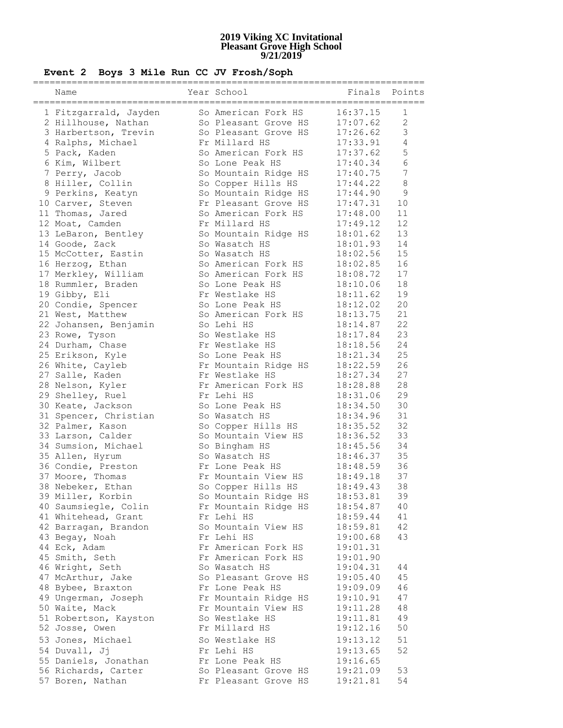# 2019 Viking XC Invitational
## Pleasant Grove High School
## 9/21/2019

### Event 2 Boys 3 Mile Run CC JV Frosh/Soph

| | Name | Year | School | Finals | Points |
|---|---|---|---|---|---|
| 1 | Fitzgarrald, Jayden | So | American Fork HS | 16:37.15 | 1 |
| 2 | Hillhouse, Nathan | So | Pleasant Grove HS | 17:07.62 | 2 |
| 3 | Harbertson, Trevin | So | Pleasant Grove HS | 17:26.62 | 3 |
| 4 | Ralphs, Michael | Fr | Millard HS | 17:33.91 | 4 |
| 5 | Pack, Kaden | So | American Fork HS | 17:37.62 | 5 |
| 6 | Kim, Wilbert | So | Lone Peak HS | 17:40.34 | 6 |
| 7 | Perry, Jacob | So | Mountain Ridge HS | 17:40.75 | 7 |
| 8 | Hiller, Collin | So | Copper Hills HS | 17:44.22 | 8 |
| 9 | Perkins, Keatyn | So | Mountain Ridge HS | 17:44.90 | 9 |
| 10 | Carver, Steven | Fr | Pleasant Grove HS | 17:47.31 | 10 |
| 11 | Thomas, Jared | So | American Fork HS | 17:48.00 | 11 |
| 12 | Moat, Camden | Fr | Millard HS | 17:49.12 | 12 |
| 13 | LeBaron, Bentley | So | Mountain Ridge HS | 18:01.62 | 13 |
| 14 | Goode, Zack | So | Wasatch HS | 18:01.93 | 14 |
| 15 | McCotter, Eastin | So | Wasatch HS | 18:02.56 | 15 |
| 16 | Herzog, Ethan | So | American Fork HS | 18:02.85 | 16 |
| 17 | Merkley, William | So | American Fork HS | 18:08.72 | 17 |
| 18 | Rummler, Braden | So | Lone Peak HS | 18:10.06 | 18 |
| 19 | Gibby, Eli | Fr | Westlake HS | 18:11.62 | 19 |
| 20 | Condie, Spencer | So | Lone Peak HS | 18:12.02 | 20 |
| 21 | West, Matthew | So | American Fork HS | 18:13.75 | 21 |
| 22 | Johansen, Benjamin | So | Lehi HS | 18:14.87 | 22 |
| 23 | Rowe, Tyson | So | Westlake HS | 18:17.84 | 23 |
| 24 | Durham, Chase | Fr | Westlake HS | 18:18.56 | 24 |
| 25 | Erikson, Kyle | So | Lone Peak HS | 18:21.34 | 25 |
| 26 | White, Cayleb | Fr | Mountain Ridge HS | 18:22.59 | 26 |
| 27 | Salle, Kaden | Fr | Westlake HS | 18:27.34 | 27 |
| 28 | Nelson, Kyler | Fr | American Fork HS | 18:28.88 | 28 |
| 29 | Shelley, Ruel | Fr | Lehi HS | 18:31.06 | 29 |
| 30 | Keate, Jackson | So | Lone Peak HS | 18:34.50 | 30 |
| 31 | Spencer, Christian | So | Wasatch HS | 18:34.96 | 31 |
| 32 | Palmer, Kason | So | Copper Hills HS | 18:35.52 | 32 |
| 33 | Larson, Calder | So | Mountain View HS | 18:36.52 | 33 |
| 34 | Sumsion, Michael | So | Bingham HS | 18:45.56 | 34 |
| 35 | Allen, Hyrum | So | Wasatch HS | 18:46.37 | 35 |
| 36 | Condie, Preston | Fr | Lone Peak HS | 18:48.59 | 36 |
| 37 | Moore, Thomas | Fr | Mountain View HS | 18:49.18 | 37 |
| 38 | Nebeker, Ethan | So | Copper Hills HS | 18:49.43 | 38 |
| 39 | Miller, Korbin | So | Mountain Ridge HS | 18:53.81 | 39 |
| 40 | Saumsiegle, Colin | Fr | Mountain Ridge HS | 18:54.87 | 40 |
| 41 | Whitehead, Grant | Fr | Lehi HS | 18:59.44 | 41 |
| 42 | Barragan, Brandon | So | Mountain View HS | 18:59.81 | 42 |
| 43 | Begay, Noah | Fr | Lehi HS | 19:00.68 | 43 |
| 44 | Eck, Adam | Fr | American Fork HS | 19:01.31 | |
| 45 | Smith, Seth | Fr | American Fork HS | 19:01.90 | |
| 46 | Wright, Seth | So | Wasatch HS | 19:04.31 | 44 |
| 47 | McArthur, Jake | So | Pleasant Grove HS | 19:05.40 | 45 |
| 48 | Bybee, Braxton | Fr | Lone Peak HS | 19:09.09 | 46 |
| 49 | Ungerman, Joseph | Fr | Mountain Ridge HS | 19:10.91 | 47 |
| 50 | Waite, Mack | Fr | Mountain View HS | 19:11.28 | 48 |
| 51 | Robertson, Kayston | So | Westlake HS | 19:11.81 | 49 |
| 52 | Josse, Owen | Fr | Millard HS | 19:12.16 | 50 |
| 53 | Jones, Michael | So | Westlake HS | 19:13.12 | 51 |
| 54 | Duvall, Jj | Fr | Lehi HS | 19:13.65 | 52 |
| 55 | Daniels, Jonathan | Fr | Lone Peak HS | 19:16.65 | |
| 56 | Richards, Carter | So | Pleasant Grove HS | 19:21.09 | 53 |
| 57 | Boren, Nathan | Fr | Pleasant Grove HS | 19:21.81 | 54 |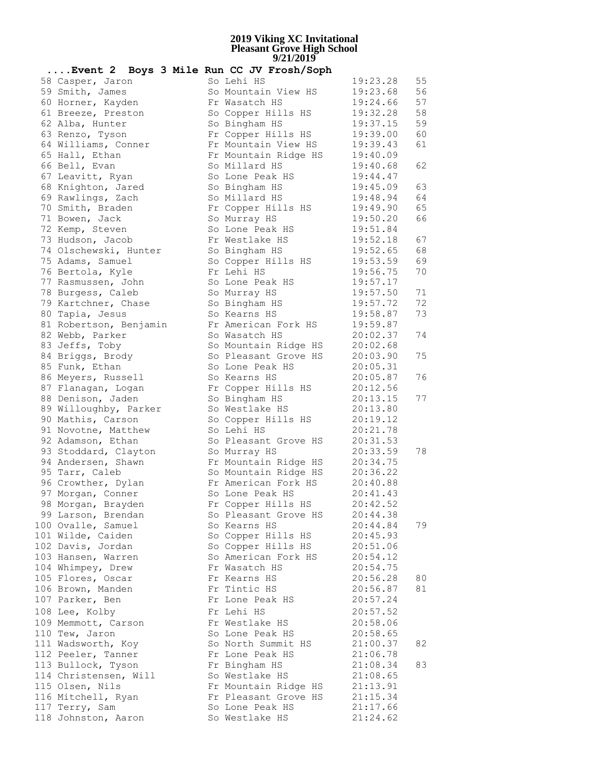# 2019 Viking XC Invitational
## Pleasant Grove High School
### 9/21/2019

**....Event 2 Boys 3 Mile Run CC JV Frosh/Soph**

| Place | Name | Yr | School | Time | Points |
|---|---|---|---|---|---|
| 58 | Casper, Jaron | So | Lehi HS | 19:23.28 | 55 |
| 59 | Smith, James | So | Mountain View HS | 19:23.68 | 56 |
| 60 | Horner, Kayden | Fr | Wasatch HS | 19:24.66 | 57 |
| 61 | Breeze, Preston | So | Copper Hills HS | 19:32.28 | 58 |
| 62 | Alba, Hunter | So | Bingham HS | 19:37.15 | 59 |
| 63 | Renzo, Tyson | Fr | Copper Hills HS | 19:39.00 | 60 |
| 64 | Williams, Conner | Fr | Mountain View HS | 19:39.43 | 61 |
| 65 | Hall, Ethan | Fr | Mountain Ridge HS | 19:40.09 | |
| 66 | Bell, Evan | So | Millard HS | 19:40.68 | 62 |
| 67 | Leavitt, Ryan | So | Lone Peak HS | 19:44.47 | |
| 68 | Knighton, Jared | So | Bingham HS | 19:45.09 | 63 |
| 69 | Rawlings, Zach | So | Millard HS | 19:48.94 | 64 |
| 70 | Smith, Braden | Fr | Copper Hills HS | 19:49.90 | 65 |
| 71 | Bowen, Jack | So | Murray HS | 19:50.20 | 66 |
| 72 | Kemp, Steven | So | Lone Peak HS | 19:51.84 | |
| 73 | Hudson, Jacob | Fr | Westlake HS | 19:52.18 | 67 |
| 74 | Olschewski, Hunter | So | Bingham HS | 19:52.65 | 68 |
| 75 | Adams, Samuel | So | Copper Hills HS | 19:53.59 | 69 |
| 76 | Bertola, Kyle | Fr | Lehi HS | 19:56.75 | 70 |
| 77 | Rasmussen, John | So | Lone Peak HS | 19:57.17 | |
| 78 | Burgess, Caleb | So | Murray HS | 19:57.50 | 71 |
| 79 | Kartchner, Chase | So | Bingham HS | 19:57.72 | 72 |
| 80 | Tapia, Jesus | So | Kearns HS | 19:58.87 | 73 |
| 81 | Robertson, Benjamin | Fr | American Fork HS | 19:59.87 | |
| 82 | Webb, Parker | So | Wasatch HS | 20:02.37 | 74 |
| 83 | Jeffs, Toby | So | Mountain Ridge HS | 20:02.68 | |
| 84 | Briggs, Brody | So | Pleasant Grove HS | 20:03.90 | 75 |
| 85 | Funk, Ethan | So | Lone Peak HS | 20:05.31 | |
| 86 | Meyers, Russell | So | Kearns HS | 20:05.87 | 76 |
| 87 | Flanagan, Logan | Fr | Copper Hills HS | 20:12.56 | |
| 88 | Denison, Jaden | So | Bingham HS | 20:13.15 | 77 |
| 89 | Willoughby, Parker | So | Westlake HS | 20:13.80 | |
| 90 | Mathis, Carson | So | Copper Hills HS | 20:19.12 | |
| 91 | Novotne, Matthew | So | Lehi HS | 20:21.78 | |
| 92 | Adamson, Ethan | So | Pleasant Grove HS | 20:31.53 | |
| 93 | Stoddard, Clayton | So | Murray HS | 20:33.59 | 78 |
| 94 | Andersen, Shawn | Fr | Mountain Ridge HS | 20:34.75 | |
| 95 | Tarr, Caleb | So | Mountain Ridge HS | 20:36.22 | |
| 96 | Crowther, Dylan | Fr | American Fork HS | 20:40.88 | |
| 97 | Morgan, Conner | So | Lone Peak HS | 20:41.43 | |
| 98 | Morgan, Brayden | Fr | Copper Hills HS | 20:42.52 | |
| 99 | Larson, Brendan | So | Pleasant Grove HS | 20:44.38 | |
| 100 | Ovalle, Samuel | So | Kearns HS | 20:44.84 | 79 |
| 101 | Wilde, Caiden | So | Copper Hills HS | 20:45.93 | |
| 102 | Davis, Jordan | So | Copper Hills HS | 20:51.06 | |
| 103 | Hansen, Warren | So | American Fork HS | 20:54.12 | |
| 104 | Whimpey, Drew | Fr | Wasatch HS | 20:54.75 | |
| 105 | Flores, Oscar | Fr | Kearns HS | 20:56.28 | 80 |
| 106 | Brown, Manden | Fr | Tintic HS | 20:56.87 | 81 |
| 107 | Parker, Ben | Fr | Lone Peak HS | 20:57.24 | |
| 108 | Lee, Kolby | Fr | Lehi HS | 20:57.52 | |
| 109 | Memmott, Carson | Fr | Westlake HS | 20:58.06 | |
| 110 | Tew, Jaron | So | Lone Peak HS | 20:58.65 | |
| 111 | Wadsworth, Koy | So | North Summit HS | 21:00.37 | 82 |
| 112 | Peeler, Tanner | Fr | Lone Peak HS | 21:06.78 | |
| 113 | Bullock, Tyson | Fr | Bingham HS | 21:08.34 | 83 |
| 114 | Christensen, Will | So | Westlake HS | 21:08.65 | |
| 115 | Olsen, Nils | Fr | Mountain Ridge HS | 21:13.91 | |
| 116 | Mitchell, Ryan | Fr | Pleasant Grove HS | 21:15.34 | |
| 117 | Terry, Sam | So | Lone Peak HS | 21:17.66 | |
| 118 | Johnston, Aaron | So | Westlake HS | 21:24.62 | |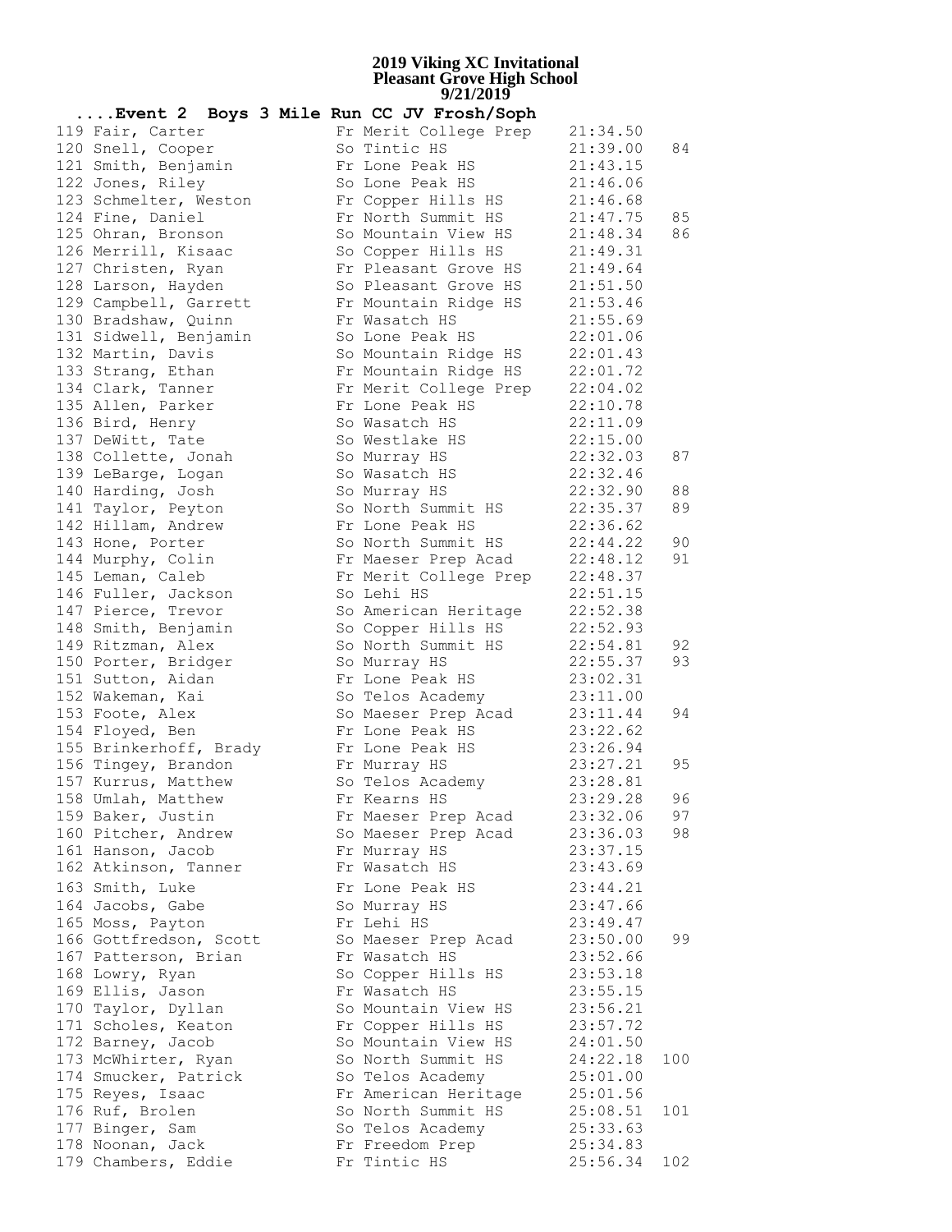# 2019 Viking XC Invitational
## Pleasant Grove High School
### 9/21/2019

**....Event 2 Boys 3 Mile Run CC JV Frosh/Soph**

| Place | Name | Yr | School | Time | Points |
|---|---|---|---|---|---|
| 119 | Fair, Carter | Fr | Merit College Prep | 21:34.50 | |
| 120 | Snell, Cooper | So | Tintic HS | 21:39.00 | 84 |
| 121 | Smith, Benjamin | Fr | Lone Peak HS | 21:43.15 | |
| 122 | Jones, Riley | So | Lone Peak HS | 21:46.06 | |
| 123 | Schmelter, Weston | Fr | Copper Hills HS | 21:46.68 | |
| 124 | Fine, Daniel | Fr | North Summit HS | 21:47.75 | 85 |
| 125 | Ohran, Bronson | So | Mountain View HS | 21:48.34 | 86 |
| 126 | Merrill, Kisaac | So | Copper Hills HS | 21:49.31 | |
| 127 | Christen, Ryan | Fr | Pleasant Grove HS | 21:49.64 | |
| 128 | Larson, Hayden | So | Pleasant Grove HS | 21:51.50 | |
| 129 | Campbell, Garrett | Fr | Mountain Ridge HS | 21:53.46 | |
| 130 | Bradshaw, Quinn | Fr | Wasatch HS | 21:55.69 | |
| 131 | Sidwell, Benjamin | So | Lone Peak HS | 22:01.06 | |
| 132 | Martin, Davis | So | Mountain Ridge HS | 22:01.43 | |
| 133 | Strang, Ethan | Fr | Mountain Ridge HS | 22:01.72 | |
| 134 | Clark, Tanner | Fr | Merit College Prep | 22:04.02 | |
| 135 | Allen, Parker | Fr | Lone Peak HS | 22:10.78 | |
| 136 | Bird, Henry | So | Wasatch HS | 22:11.09 | |
| 137 | DeWitt, Tate | So | Westlake HS | 22:15.00 | |
| 138 | Collette, Jonah | So | Murray HS | 22:32.03 | 87 |
| 139 | LeBarge, Logan | So | Wasatch HS | 22:32.46 | |
| 140 | Harding, Josh | So | Murray HS | 22:32.90 | 88 |
| 141 | Taylor, Peyton | So | North Summit HS | 22:35.37 | 89 |
| 142 | Hillam, Andrew | Fr | Lone Peak HS | 22:36.62 | |
| 143 | Hone, Porter | So | North Summit HS | 22:44.22 | 90 |
| 144 | Murphy, Colin | Fr | Maeser Prep Acad | 22:48.12 | 91 |
| 145 | Leman, Caleb | Fr | Merit College Prep | 22:48.37 | |
| 146 | Fuller, Jackson | So | Lehi HS | 22:51.15 | |
| 147 | Pierce, Trevor | So | American Heritage | 22:52.38 | |
| 148 | Smith, Benjamin | So | Copper Hills HS | 22:52.93 | |
| 149 | Ritzman, Alex | So | North Summit HS | 22:54.81 | 92 |
| 150 | Porter, Bridger | So | Murray HS | 22:55.37 | 93 |
| 151 | Sutton, Aidan | Fr | Lone Peak HS | 23:02.31 | |
| 152 | Wakeman, Kai | So | Telos Academy | 23:11.00 | |
| 153 | Foote, Alex | So | Maeser Prep Acad | 23:11.44 | 94 |
| 154 | Floyed, Ben | Fr | Lone Peak HS | 23:22.62 | |
| 155 | Brinkerhoff, Brady | Fr | Lone Peak HS | 23:26.94 | |
| 156 | Tingey, Brandon | Fr | Murray HS | 23:27.21 | 95 |
| 157 | Kurrus, Matthew | So | Telos Academy | 23:28.81 | |
| 158 | Umlah, Matthew | Fr | Kearns HS | 23:29.28 | 96 |
| 159 | Baker, Justin | Fr | Maeser Prep Acad | 23:32.06 | 97 |
| 160 | Pitcher, Andrew | So | Maeser Prep Acad | 23:36.03 | 98 |
| 161 | Hanson, Jacob | Fr | Murray HS | 23:37.15 | |
| 162 | Atkinson, Tanner | Fr | Wasatch HS | 23:43.69 | |
| 163 | Smith, Luke | Fr | Lone Peak HS | 23:44.21 | |
| 164 | Jacobs, Gabe | So | Murray HS | 23:47.66 | |
| 165 | Moss, Payton | Fr | Lehi HS | 23:49.47 | |
| 166 | Gottfredson, Scott | So | Maeser Prep Acad | 23:50.00 | 99 |
| 167 | Patterson, Brian | Fr | Wasatch HS | 23:52.66 | |
| 168 | Lowry, Ryan | So | Copper Hills HS | 23:53.18 | |
| 169 | Ellis, Jason | Fr | Wasatch HS | 23:55.15 | |
| 170 | Taylor, Dyllan | So | Mountain View HS | 23:56.21 | |
| 171 | Scholes, Keaton | Fr | Copper Hills HS | 23:57.72 | |
| 172 | Barney, Jacob | So | Mountain View HS | 24:01.50 | |
| 173 | McWhirter, Ryan | So | North Summit HS | 24:22.18 | 100 |
| 174 | Smucker, Patrick | So | Telos Academy | 25:01.00 | |
| 175 | Reyes, Isaac | Fr | American Heritage | 25:01.56 | |
| 176 | Ruf, Brolen | So | North Summit HS | 25:08.51 | 101 |
| 177 | Binger, Sam | So | Telos Academy | 25:33.63 | |
| 178 | Noonan, Jack | Fr | Freedom Prep | 25:34.83 | |
| 179 | Chambers, Eddie | Fr | Tintic HS | 25:56.34 | 102 |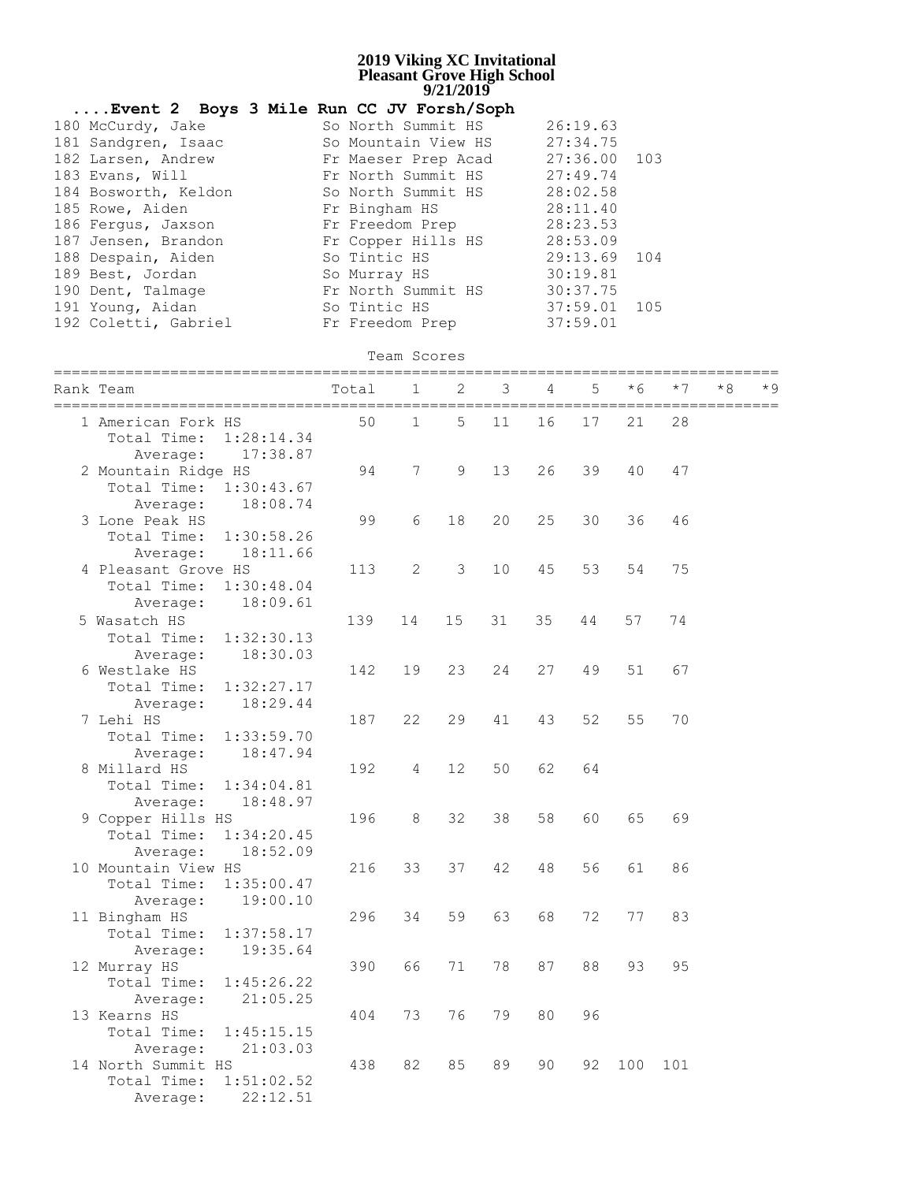# 2019 Viking XC Invitational
## Pleasant Grove High School
### 9/21/2019

**....Event 2 Boys 3 Mile Run CC JV Forsh/Soph**

| Place | Name | Yr | School | Time | Points |
|---|---|---|---|---|---|
| 180 | McCurdy, Jake | So | North Summit HS | 26:19.63 | |
| 181 | Sandgren, Isaac | So | Mountain View HS | 27:34.75 | |
| 182 | Larsen, Andrew | Fr | Maeser Prep Acad | 27:36.00 | 103 |
| 183 | Evans, Will | Fr | North Summit HS | 27:49.74 | |
| 184 | Bosworth, Keldon | So | North Summit HS | 28:02.58 | |
| 185 | Rowe, Aiden | Fr | Bingham HS | 28:11.40 | |
| 186 | Fergus, Jaxson | Fr | Freedom Prep | 28:23.53 | |
| 187 | Jensen, Brandon | Fr | Copper Hills HS | 28:53.09 | |
| 188 | Despain, Aiden | So | Tintic HS | 29:13.69 | 104 |
| 189 | Best, Jordan | So | Murray HS | 30:19.81 | |
| 190 | Dent, Talmage | Fr | North Summit HS | 30:37.75 | |
| 191 | Young, Aidan | So | Tintic HS | 37:59.01 | 105 |
| 192 | Coletti, Gabriel | Fr | Freedom Prep | 37:59.01 | |

Team Scores

| Rank | Team | Total | 1 | 2 | 3 | 4 | 5 | *6 | *7 | *8 | *9 |
|---|---|---|---|---|---|---|---|---|---|---|---|
| 1 | American Fork HS (Total Time: 1:28:14.34, Average: 17:38.87) | 50 | 1 | 5 | 11 | 16 | 17 | 21 | 28 | | |
| 2 | Mountain Ridge HS (Total Time: 1:30:43.67, Average: 18:08.74) | 94 | 7 | 9 | 13 | 26 | 39 | 40 | 47 | | |
| 3 | Lone Peak HS (Total Time: 1:30:58.26, Average: 18:11.66) | 99 | 6 | 18 | 20 | 25 | 30 | 36 | 46 | | |
| 4 | Pleasant Grove HS (Total Time: 1:30:48.04, Average: 18:09.61) | 113 | 2 | 3 | 10 | 45 | 53 | 54 | 75 | | |
| 5 | Wasatch HS (Total Time: 1:32:30.13, Average: 18:30.03) | 139 | 14 | 15 | 31 | 35 | 44 | 57 | 74 | | |
| 6 | Westlake HS (Total Time: 1:32:27.17, Average: 18:29.44) | 142 | 19 | 23 | 24 | 27 | 49 | 51 | 67 | | |
| 7 | Lehi HS (Total Time: 1:33:59.70, Average: 18:47.94) | 187 | 22 | 29 | 41 | 43 | 52 | 55 | 70 | | |
| 8 | Millard HS (Total Time: 1:34:04.81, Average: 18:48.97) | 192 | 4 | 12 | 50 | 62 | 64 | | | | |
| 9 | Copper Hills HS (Total Time: 1:34:20.45, Average: 18:52.09) | 196 | 8 | 32 | 38 | 58 | 60 | 65 | 69 | | |
| 10 | Mountain View HS (Total Time: 1:35:00.47, Average: 19:00.10) | 216 | 33 | 37 | 42 | 48 | 56 | 61 | 86 | | |
| 11 | Bingham HS (Total Time: 1:37:58.17, Average: 19:35.64) | 296 | 34 | 59 | 63 | 68 | 72 | 77 | 83 | | |
| 12 | Murray HS (Total Time: 1:45:26.22, Average: 21:05.25) | 390 | 66 | 71 | 78 | 87 | 88 | 93 | 95 | | |
| 13 | Kearns HS (Total Time: 1:45:15.15, Average: 21:03.03) | 404 | 73 | 76 | 79 | 80 | 96 | | | | |
| 14 | North Summit HS (Total Time: 1:51:02.52, Average: 22:12.51) | 438 | 82 | 85 | 89 | 90 | 92 | 100 | 101 | | |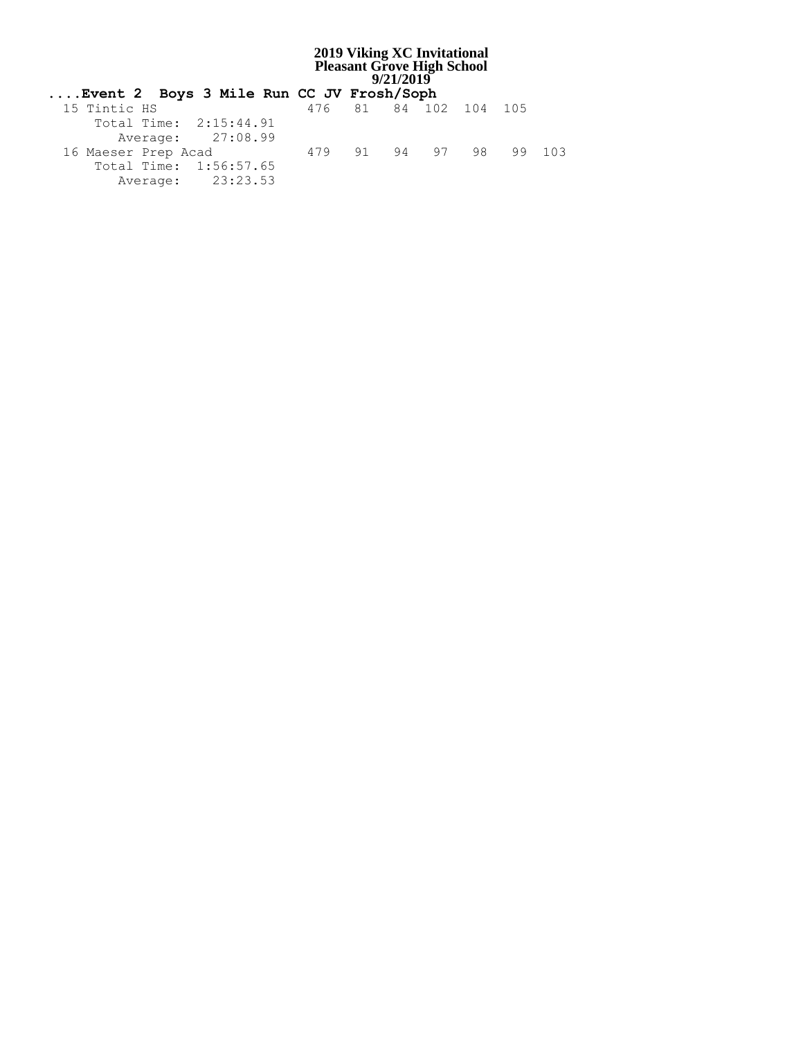**2019 Viking XC Invitational**
**Pleasant Grove High School**
**9/21/2019**

**....Event 2 Boys 3 Mile Run CC JV Frosh/Soph**

```
 15 Tintic HS                  476   81   84  102  104  105
      Total Time:  2:15:44.91
         Average:    27:08.99
 16 Maeser Prep Acad           479   91   94   97   98   99  103
      Total Time:  1:56:57.65
         Average:    23:23.53
```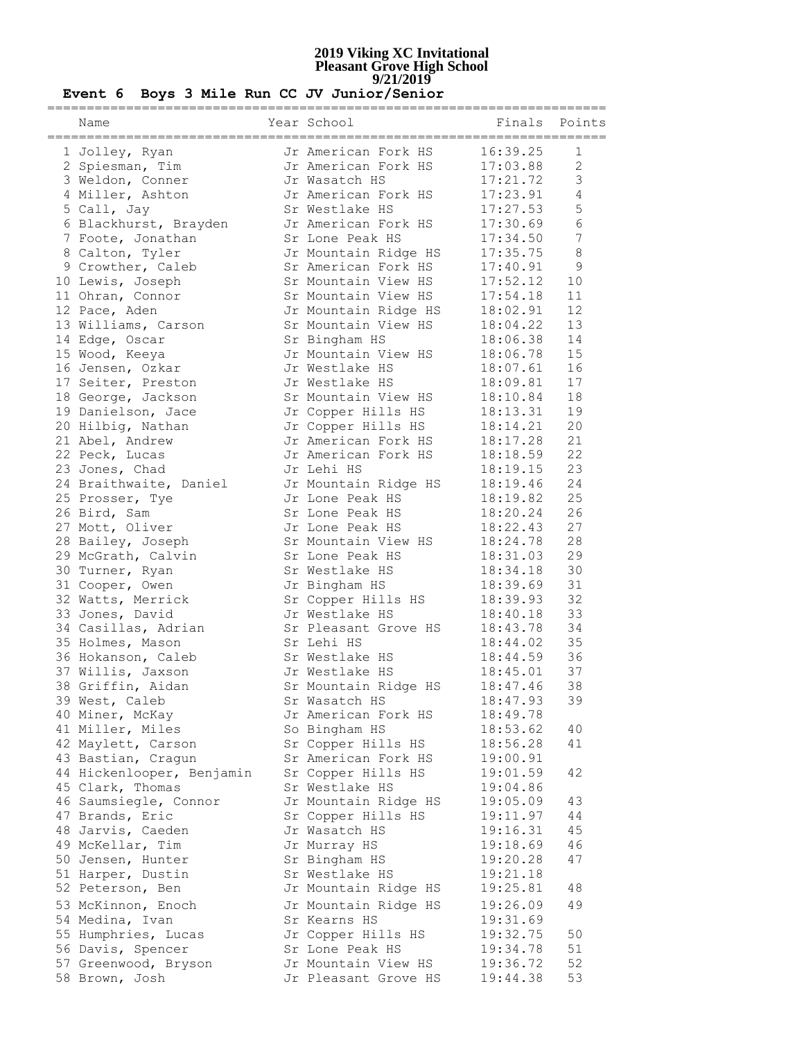# 2019 Viking XC Invitational
## Pleasant Grove High School
## 9/21/2019

**Event 6 Boys 3 Mile Run CC JV Junior/Senior**

| | Name | Year | School | Finals | Points |
|---|---|---|---|---|---|
| 1 | Jolley, Ryan | Jr | American Fork HS | 16:39.25 | 1 |
| 2 | Spiesman, Tim | Jr | American Fork HS | 17:03.88 | 2 |
| 3 | Weldon, Conner | Jr | Wasatch HS | 17:21.72 | 3 |
| 4 | Miller, Ashton | Jr | American Fork HS | 17:23.91 | 4 |
| 5 | Call, Jay | Sr | Westlake HS | 17:27.53 | 5 |
| 6 | Blackhurst, Brayden | Jr | American Fork HS | 17:30.69 | 6 |
| 7 | Foote, Jonathan | Sr | Lone Peak HS | 17:34.50 | 7 |
| 8 | Calton, Tyler | Jr | Mountain Ridge HS | 17:35.75 | 8 |
| 9 | Crowther, Caleb | Sr | American Fork HS | 17:40.91 | 9 |
| 10 | Lewis, Joseph | Sr | Mountain View HS | 17:52.12 | 10 |
| 11 | Ohran, Connor | Sr | Mountain View HS | 17:54.18 | 11 |
| 12 | Pace, Aden | Jr | Mountain Ridge HS | 18:02.91 | 12 |
| 13 | Williams, Carson | Sr | Mountain View HS | 18:04.22 | 13 |
| 14 | Edge, Oscar | Sr | Bingham HS | 18:06.38 | 14 |
| 15 | Wood, Keeya | Jr | Mountain View HS | 18:06.78 | 15 |
| 16 | Jensen, Ozkar | Jr | Westlake HS | 18:07.61 | 16 |
| 17 | Seiter, Preston | Jr | Westlake HS | 18:09.81 | 17 |
| 18 | George, Jackson | Sr | Mountain View HS | 18:10.84 | 18 |
| 19 | Danielson, Jace | Jr | Copper Hills HS | 18:13.31 | 19 |
| 20 | Hilbig, Nathan | Jr | Copper Hills HS | 18:14.21 | 20 |
| 21 | Abel, Andrew | Jr | American Fork HS | 18:17.28 | 21 |
| 22 | Peck, Lucas | Jr | American Fork HS | 18:18.59 | 22 |
| 23 | Jones, Chad | Jr | Lehi HS | 18:19.15 | 23 |
| 24 | Braithwaite, Daniel | Jr | Mountain Ridge HS | 18:19.46 | 24 |
| 25 | Prosser, Tye | Jr | Lone Peak HS | 18:19.82 | 25 |
| 26 | Bird, Sam | Sr | Lone Peak HS | 18:20.24 | 26 |
| 27 | Mott, Oliver | Jr | Lone Peak HS | 18:22.43 | 27 |
| 28 | Bailey, Joseph | Sr | Mountain View HS | 18:24.78 | 28 |
| 29 | McGrath, Calvin | Sr | Lone Peak HS | 18:31.03 | 29 |
| 30 | Turner, Ryan | Sr | Westlake HS | 18:34.18 | 30 |
| 31 | Cooper, Owen | Jr | Bingham HS | 18:39.69 | 31 |
| 32 | Watts, Merrick | Sr | Copper Hills HS | 18:39.93 | 32 |
| 33 | Jones, David | Jr | Westlake HS | 18:40.18 | 33 |
| 34 | Casillas, Adrian | Sr | Pleasant Grove HS | 18:43.78 | 34 |
| 35 | Holmes, Mason | Sr | Lehi HS | 18:44.02 | 35 |
| 36 | Hokanson, Caleb | Sr | Westlake HS | 18:44.59 | 36 |
| 37 | Willis, Jaxson | Jr | Westlake HS | 18:45.01 | 37 |
| 38 | Griffin, Aidan | Sr | Mountain Ridge HS | 18:47.46 | 38 |
| 39 | West, Caleb | Sr | Wasatch HS | 18:47.93 | 39 |
| 40 | Miner, McKay | Jr | American Fork HS | 18:49.78 | |
| 41 | Miller, Miles | So | Bingham HS | 18:53.62 | 40 |
| 42 | Maylett, Carson | Sr | Copper Hills HS | 18:56.28 | 41 |
| 43 | Bastian, Cragun | Sr | American Fork HS | 19:00.91 | |
| 44 | Hickenlooper, Benjamin | Sr | Copper Hills HS | 19:01.59 | 42 |
| 45 | Clark, Thomas | Sr | Westlake HS | 19:04.86 | |
| 46 | Saumsiegle, Connor | Jr | Mountain Ridge HS | 19:05.09 | 43 |
| 47 | Brands, Eric | Sr | Copper Hills HS | 19:11.97 | 44 |
| 48 | Jarvis, Caeden | Jr | Wasatch HS | 19:16.31 | 45 |
| 49 | McKellar, Tim | Jr | Murray HS | 19:18.69 | 46 |
| 50 | Jensen, Hunter | Sr | Bingham HS | 19:20.28 | 47 |
| 51 | Harper, Dustin | Sr | Westlake HS | 19:21.18 | |
| 52 | Peterson, Ben | Jr | Mountain Ridge HS | 19:25.81 | 48 |
| 53 | McKinnon, Enoch | Jr | Mountain Ridge HS | 19:26.09 | 49 |
| 54 | Medina, Ivan | Sr | Kearns HS | 19:31.69 | |
| 55 | Humphries, Lucas | Jr | Copper Hills HS | 19:32.75 | 50 |
| 56 | Davis, Spencer | Sr | Lone Peak HS | 19:34.78 | 51 |
| 57 | Greenwood, Bryson | Jr | Mountain View HS | 19:36.72 | 52 |
| 58 | Brown, Josh | Jr | Pleasant Grove HS | 19:44.38 | 53 |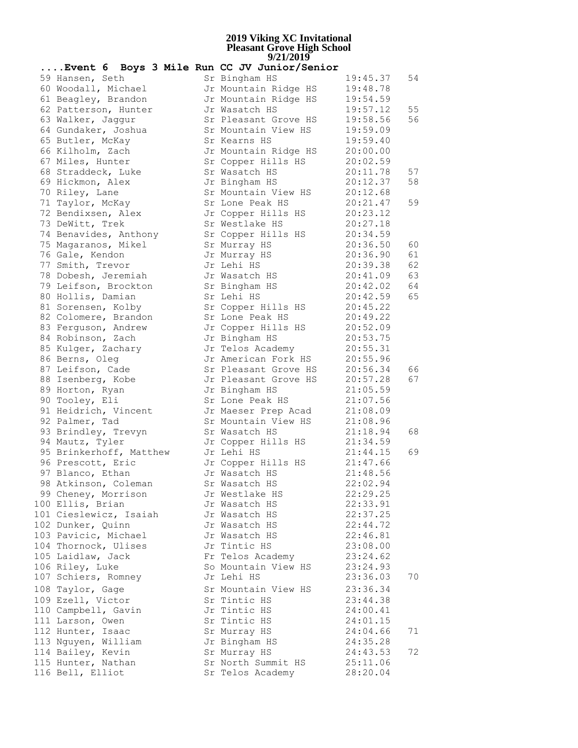# 2019 Viking XC Invitational
## Pleasant Grove High School
### 9/21/2019

**....Event 6 Boys 3 Mile Run CC JV Junior/Senior**

| Place | Name | Yr | School | Time | Points |
|---|---|---|---|---|---|
| 59 | Hansen, Seth | Sr | Bingham HS | 19:45.37 | 54 |
| 60 | Woodall, Michael | Jr | Mountain Ridge HS | 19:48.78 | |
| 61 | Beagley, Brandon | Jr | Mountain Ridge HS | 19:54.59 | |
| 62 | Patterson, Hunter | Jr | Wasatch HS | 19:57.12 | 55 |
| 63 | Walker, Jaggur | Sr | Pleasant Grove HS | 19:58.56 | 56 |
| 64 | Gundaker, Joshua | Sr | Mountain View HS | 19:59.09 | |
| 65 | Butler, McKay | Sr | Kearns HS | 19:59.40 | |
| 66 | Kilholm, Zach | Jr | Mountain Ridge HS | 20:00.00 | |
| 67 | Miles, Hunter | Sr | Copper Hills HS | 20:02.59 | |
| 68 | Straddeck, Luke | Sr | Wasatch HS | 20:11.78 | 57 |
| 69 | Hickmon, Alex | Jr | Bingham HS | 20:12.37 | 58 |
| 70 | Riley, Lane | Sr | Mountain View HS | 20:12.68 | |
| 71 | Taylor, McKay | Sr | Lone Peak HS | 20:21.47 | 59 |
| 72 | Bendixsen, Alex | Jr | Copper Hills HS | 20:23.12 | |
| 73 | DeWitt, Trek | Sr | Westlake HS | 20:27.18 | |
| 74 | Benavides, Anthony | Sr | Copper Hills HS | 20:34.59 | |
| 75 | Magaranos, Mikel | Sr | Murray HS | 20:36.50 | 60 |
| 76 | Gale, Kendon | Jr | Murray HS | 20:36.90 | 61 |
| 77 | Smith, Trevor | Jr | Lehi HS | 20:39.38 | 62 |
| 78 | Dobesh, Jeremiah | Jr | Wasatch HS | 20:41.09 | 63 |
| 79 | Leifson, Brockton | Sr | Bingham HS | 20:42.02 | 64 |
| 80 | Hollis, Damian | Sr | Lehi HS | 20:42.59 | 65 |
| 81 | Sorensen, Kolby | Sr | Copper Hills HS | 20:45.22 | |
| 82 | Colomere, Brandon | Sr | Lone Peak HS | 20:49.22 | |
| 83 | Ferguson, Andrew | Jr | Copper Hills HS | 20:52.09 | |
| 84 | Robinson, Zach | Jr | Bingham HS | 20:53.75 | |
| 85 | Kulger, Zachary | Jr | Telos Academy | 20:55.31 | |
| 86 | Berns, Oleg | Jr | American Fork HS | 20:55.96 | |
| 87 | Leifson, Cade | Sr | Pleasant Grove HS | 20:56.34 | 66 |
| 88 | Isenberg, Kobe | Jr | Pleasant Grove HS | 20:57.28 | 67 |
| 89 | Horton, Ryan | Jr | Bingham HS | 21:05.59 | |
| 90 | Tooley, Eli | Sr | Lone Peak HS | 21:07.56 | |
| 91 | Heidrich, Vincent | Jr | Maeser Prep Acad | 21:08.09 | |
| 92 | Palmer, Tad | Sr | Mountain View HS | 21:08.96 | |
| 93 | Brindley, Trevyn | Sr | Wasatch HS | 21:18.94 | 68 |
| 94 | Mautz, Tyler | Jr | Copper Hills HS | 21:34.59 | |
| 95 | Brinkerhoff, Matthew | Jr | Lehi HS | 21:44.15 | 69 |
| 96 | Prescott, Eric | Jr | Copper Hills HS | 21:47.66 | |
| 97 | Blanco, Ethan | Jr | Wasatch HS | 21:48.56 | |
| 98 | Atkinson, Coleman | Sr | Wasatch HS | 22:02.94 | |
| 99 | Cheney, Morrison | Jr | Westlake HS | 22:29.25 | |
| 100 | Ellis, Brian | Jr | Wasatch HS | 22:33.91 | |
| 101 | Cieslewicz, Isaiah | Jr | Wasatch HS | 22:37.25 | |
| 102 | Dunker, Quinn | Jr | Wasatch HS | 22:44.72 | |
| 103 | Pavicic, Michael | Jr | Wasatch HS | 22:46.81 | |
| 104 | Thornock, Ulises | Jr | Tintic HS | 23:08.00 | |
| 105 | Laidlaw, Jack | Fr | Telos Academy | 23:24.62 | |
| 106 | Riley, Luke | So | Mountain View HS | 23:24.93 | |
| 107 | Schiers, Romney | Jr | Lehi HS | 23:36.03 | 70 |
| 108 | Taylor, Gage | Sr | Mountain View HS | 23:36.34 | |
| 109 | Ezell, Victor | Sr | Tintic HS | 23:44.38 | |
| 110 | Campbell, Gavin | Jr | Tintic HS | 24:00.41 | |
| 111 | Larson, Owen | Sr | Tintic HS | 24:01.15 | |
| 112 | Hunter, Isaac | Sr | Murray HS | 24:04.66 | 71 |
| 113 | Nguyen, William | Jr | Bingham HS | 24:35.28 | |
| 114 | Bailey, Kevin | Sr | Murray HS | 24:43.53 | 72 |
| 115 | Hunter, Nathan | Sr | North Summit HS | 25:11.06 | |
| 116 | Bell, Elliot | Sr | Telos Academy | 28:20.04 | |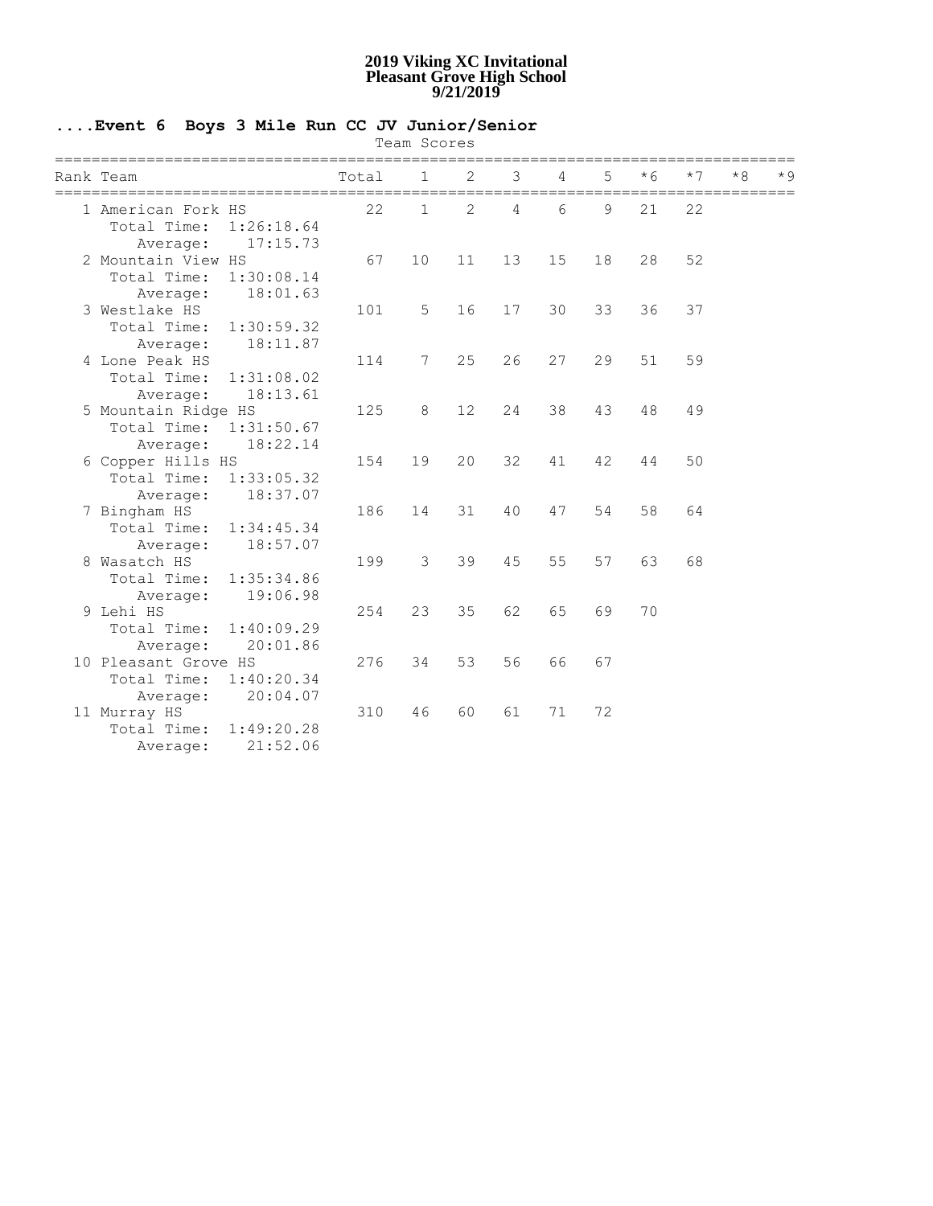# 2019 Viking XC Invitational
## Pleasant Grove High School
## 9/21/2019

### ....Event 6 Boys 3 Mile Run CC JV Junior/Senior

Team Scores

| Rank | Team | Total | 1 | 2 | 3 | 4 | 5 | *6 | *7 | *8 | *9 |
|---|---|---|---|---|---|---|---|---|---|---|---|
| 1 | American Fork HS | 22 | 1 | 2 | 4 | 6 | 9 | 21 | 22 | | |
| | Total Time: 1:26:18.64 | | | | | | | | | | |
| | Average: 17:15.73 | | | | | | | | | | |
| 2 | Mountain View HS | 67 | 10 | 11 | 13 | 15 | 18 | 28 | 52 | | |
| | Total Time: 1:30:08.14 | | | | | | | | | | |
| | Average: 18:01.63 | | | | | | | | | | |
| 3 | Westlake HS | 101 | 5 | 16 | 17 | 30 | 33 | 36 | 37 | | |
| | Total Time: 1:30:59.32 | | | | | | | | | | |
| | Average: 18:11.87 | | | | | | | | | | |
| 4 | Lone Peak HS | 114 | 7 | 25 | 26 | 27 | 29 | 51 | 59 | | |
| | Total Time: 1:31:08.02 | | | | | | | | | | |
| | Average: 18:13.61 | | | | | | | | | | |
| 5 | Mountain Ridge HS | 125 | 8 | 12 | 24 | 38 | 43 | 48 | 49 | | |
| | Total Time: 1:31:50.67 | | | | | | | | | | |
| | Average: 18:22.14 | | | | | | | | | | |
| 6 | Copper Hills HS | 154 | 19 | 20 | 32 | 41 | 42 | 44 | 50 | | |
| | Total Time: 1:33:05.32 | | | | | | | | | | |
| | Average: 18:37.07 | | | | | | | | | | |
| 7 | Bingham HS | 186 | 14 | 31 | 40 | 47 | 54 | 58 | 64 | | |
| | Total Time: 1:34:45.34 | | | | | | | | | | |
| | Average: 18:57.07 | | | | | | | | | | |
| 8 | Wasatch HS | 199 | 3 | 39 | 45 | 55 | 57 | 63 | 68 | | |
| | Total Time: 1:35:34.86 | | | | | | | | | | |
| | Average: 19:06.98 | | | | | | | | | | |
| 9 | Lehi HS | 254 | 23 | 35 | 62 | 65 | 69 | 70 | | | |
| | Total Time: 1:40:09.29 | | | | | | | | | | |
| | Average: 20:01.86 | | | | | | | | | | |
| 10 | Pleasant Grove HS | 276 | 34 | 53 | 56 | 66 | 67 | | | | |
| | Total Time: 1:40:20.34 | | | | | | | | | | |
| | Average: 20:04.07 | | | | | | | | | | |
| 11 | Murray HS | 310 | 46 | 60 | 61 | 71 | 72 | | | | |
| | Total Time: 1:49:20.28 | | | | | | | | | | |
| | Average: 21:52.06 | | | | | | | | | | |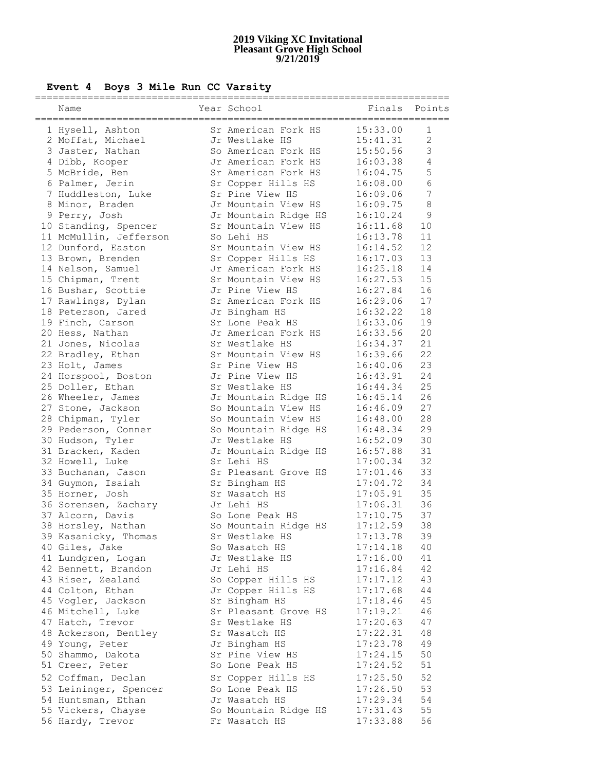# 2019 Viking XC Invitational
## Pleasant Grove High School
## 9/21/2019

### Event 4 Boys 3 Mile Run CC Varsity

| | Name | Year | School | Finals | Points |
|---|---|---|---|---|---|
| 1 | Hysell, Ashton | Sr | American Fork HS | 15:33.00 | 1 |
| 2 | Moffat, Michael | Jr | Westlake HS | 15:41.31 | 2 |
| 3 | Jaster, Nathan | So | American Fork HS | 15:50.56 | 3 |
| 4 | Dibb, Kooper | Jr | American Fork HS | 16:03.38 | 4 |
| 5 | McBride, Ben | Sr | American Fork HS | 16:04.75 | 5 |
| 6 | Palmer, Jerin | Sr | Copper Hills HS | 16:08.00 | 6 |
| 7 | Huddleston, Luke | Sr | Pine View HS | 16:09.06 | 7 |
| 8 | Minor, Braden | Jr | Mountain View HS | 16:09.75 | 8 |
| 9 | Perry, Josh | Jr | Mountain Ridge HS | 16:10.24 | 9 |
| 10 | Standing, Spencer | Sr | Mountain View HS | 16:11.68 | 10 |
| 11 | McMullin, Jefferson | So | Lehi HS | 16:13.78 | 11 |
| 12 | Dunford, Easton | Sr | Mountain View HS | 16:14.52 | 12 |
| 13 | Brown, Brenden | Sr | Copper Hills HS | 16:17.03 | 13 |
| 14 | Nelson, Samuel | Jr | American Fork HS | 16:25.18 | 14 |
| 15 | Chipman, Trent | Sr | Mountain View HS | 16:27.53 | 15 |
| 16 | Bushar, Scottie | Jr | Pine View HS | 16:27.84 | 16 |
| 17 | Rawlings, Dylan | Sr | American Fork HS | 16:29.06 | 17 |
| 18 | Peterson, Jared | Jr | Bingham HS | 16:32.22 | 18 |
| 19 | Finch, Carson | Sr | Lone Peak HS | 16:33.06 | 19 |
| 20 | Hess, Nathan | Jr | American Fork HS | 16:33.56 | 20 |
| 21 | Jones, Nicolas | Sr | Westlake HS | 16:34.37 | 21 |
| 22 | Bradley, Ethan | Sr | Mountain View HS | 16:39.66 | 22 |
| 23 | Holt, James | Sr | Pine View HS | 16:40.06 | 23 |
| 24 | Horspool, Boston | Jr | Pine View HS | 16:43.91 | 24 |
| 25 | Doller, Ethan | Sr | Westlake HS | 16:44.34 | 25 |
| 26 | Wheeler, James | Jr | Mountain Ridge HS | 16:45.14 | 26 |
| 27 | Stone, Jackson | So | Mountain View HS | 16:46.09 | 27 |
| 28 | Chipman, Tyler | So | Mountain View HS | 16:48.00 | 28 |
| 29 | Pederson, Conner | So | Mountain Ridge HS | 16:48.34 | 29 |
| 30 | Hudson, Tyler | Jr | Westlake HS | 16:52.09 | 30 |
| 31 | Bracken, Kaden | Jr | Mountain Ridge HS | 16:57.88 | 31 |
| 32 | Howell, Luke | Sr | Lehi HS | 17:00.34 | 32 |
| 33 | Buchanan, Jason | Sr | Pleasant Grove HS | 17:01.46 | 33 |
| 34 | Guymon, Isaiah | Sr | Bingham HS | 17:04.72 | 34 |
| 35 | Horner, Josh | Sr | Wasatch HS | 17:05.91 | 35 |
| 36 | Sorensen, Zachary | Jr | Lehi HS | 17:06.31 | 36 |
| 37 | Alcorn, Davis | So | Lone Peak HS | 17:10.75 | 37 |
| 38 | Horsley, Nathan | So | Mountain Ridge HS | 17:12.59 | 38 |
| 39 | Kasanicky, Thomas | Sr | Westlake HS | 17:13.78 | 39 |
| 40 | Giles, Jake | So | Wasatch HS | 17:14.18 | 40 |
| 41 | Lundgren, Logan | Jr | Westlake HS | 17:16.00 | 41 |
| 42 | Bennett, Brandon | Jr | Lehi HS | 17:16.84 | 42 |
| 43 | Riser, Zealand | So | Copper Hills HS | 17:17.12 | 43 |
| 44 | Colton, Ethan | Jr | Copper Hills HS | 17:17.68 | 44 |
| 45 | Vogler, Jackson | Sr | Bingham HS | 17:18.46 | 45 |
| 46 | Mitchell, Luke | Sr | Pleasant Grove HS | 17:19.21 | 46 |
| 47 | Hatch, Trevor | Sr | Westlake HS | 17:20.63 | 47 |
| 48 | Ackerson, Bentley | Sr | Wasatch HS | 17:22.31 | 48 |
| 49 | Young, Peter | Jr | Bingham HS | 17:23.78 | 49 |
| 50 | Shammo, Dakota | Sr | Pine View HS | 17:24.15 | 50 |
| 51 | Creer, Peter | So | Lone Peak HS | 17:24.52 | 51 |
| 52 | Coffman, Declan | Sr | Copper Hills HS | 17:25.50 | 52 |
| 53 | Leininger, Spencer | So | Lone Peak HS | 17:26.50 | 53 |
| 54 | Huntsman, Ethan | Jr | Wasatch HS | 17:29.34 | 54 |
| 55 | Vickers, Chayse | So | Mountain Ridge HS | 17:31.43 | 55 |
| 56 | Hardy, Trevor | Fr | Wasatch HS | 17:33.88 | 56 |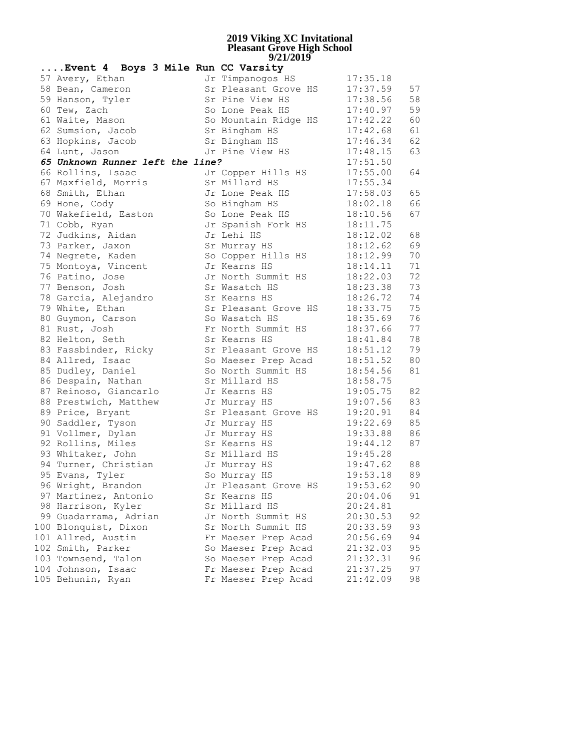# 2019 Viking XC Invitational
## Pleasant Grove High School
### 9/21/2019

**....Event 4 Boys 3 Mile Run CC Varsity**

| Place | Name | Yr | School | Time | Points |
|---|---|---|---|---|---|
| 57 | Avery, Ethan | Jr | Timpanogos HS | 17:35.18 | |
| 58 | Bean, Cameron | Sr | Pleasant Grove HS | 17:37.59 | 57 |
| 59 | Hanson, Tyler | Sr | Pine View HS | 17:38.56 | 58 |
| 60 | Tew, Zach | So | Lone Peak HS | 17:40.97 | 59 |
| 61 | Waite, Mason | So | Mountain Ridge HS | 17:42.22 | 60 |
| 62 | Sumsion, Jacob | Sr | Bingham HS | 17:42.68 | 61 |
| 63 | Hopkins, Jacob | Sr | Bingham HS | 17:46.34 | 62 |
| 64 | Lunt, Jason | Jr | Pine View HS | 17:48.15 | 63 |
| ***65*** | ***Unknown Runner left the line?*** | | | 17:51.50 | |
| 66 | Rollins, Isaac | Jr | Copper Hills HS | 17:55.00 | 64 |
| 67 | Maxfield, Morris | Sr | Millard HS | 17:55.34 | |
| 68 | Smith, Ethan | Jr | Lone Peak HS | 17:58.03 | 65 |
| 69 | Hone, Cody | So | Bingham HS | 18:02.18 | 66 |
| 70 | Wakefield, Easton | So | Lone Peak HS | 18:10.56 | 67 |
| 71 | Cobb, Ryan | Jr | Spanish Fork HS | 18:11.75 | |
| 72 | Judkins, Aidan | Jr | Lehi HS | 18:12.02 | 68 |
| 73 | Parker, Jaxon | Sr | Murray HS | 18:12.62 | 69 |
| 74 | Negrete, Kaden | So | Copper Hills HS | 18:12.99 | 70 |
| 75 | Montoya, Vincent | Jr | Kearns HS | 18:14.11 | 71 |
| 76 | Patino, Jose | Jr | North Summit HS | 18:22.03 | 72 |
| 77 | Benson, Josh | Sr | Wasatch HS | 18:23.38 | 73 |
| 78 | Garcia, Alejandro | Sr | Kearns HS | 18:26.72 | 74 |
| 79 | White, Ethan | Sr | Pleasant Grove HS | 18:33.75 | 75 |
| 80 | Guymon, Carson | So | Wasatch HS | 18:35.69 | 76 |
| 81 | Rust, Josh | Fr | North Summit HS | 18:37.66 | 77 |
| 82 | Helton, Seth | Sr | Kearns HS | 18:41.84 | 78 |
| 83 | Fassbinder, Ricky | Sr | Pleasant Grove HS | 18:51.12 | 79 |
| 84 | Allred, Isaac | So | Maeser Prep Acad | 18:51.52 | 80 |
| 85 | Dudley, Daniel | So | North Summit HS | 18:54.56 | 81 |
| 86 | Despain, Nathan | Sr | Millard HS | 18:58.75 | |
| 87 | Reinoso, Giancarlo | Jr | Kearns HS | 19:05.75 | 82 |
| 88 | Prestwich, Matthew | Jr | Murray HS | 19:07.56 | 83 |
| 89 | Price, Bryant | Sr | Pleasant Grove HS | 19:20.91 | 84 |
| 90 | Saddler, Tyson | Jr | Murray HS | 19:22.69 | 85 |
| 91 | Vollmer, Dylan | Jr | Murray HS | 19:33.88 | 86 |
| 92 | Rollins, Miles | Sr | Kearns HS | 19:44.12 | 87 |
| 93 | Whitaker, John | Sr | Millard HS | 19:45.28 | |
| 94 | Turner, Christian | Jr | Murray HS | 19:47.62 | 88 |
| 95 | Evans, Tyler | So | Murray HS | 19:53.18 | 89 |
| 96 | Wright, Brandon | Jr | Pleasant Grove HS | 19:53.62 | 90 |
| 97 | Martinez, Antonio | Sr | Kearns HS | 20:04.06 | 91 |
| 98 | Harrison, Kyler | Sr | Millard HS | 20:24.81 | |
| 99 | Guadarrama, Adrian | Jr | North Summit HS | 20:30.53 | 92 |
| 100 | Blonquist, Dixon | Sr | North Summit HS | 20:33.59 | 93 |
| 101 | Allred, Austin | Fr | Maeser Prep Acad | 20:56.69 | 94 |
| 102 | Smith, Parker | So | Maeser Prep Acad | 21:32.03 | 95 |
| 103 | Townsend, Talon | So | Maeser Prep Acad | 21:32.31 | 96 |
| 104 | Johnson, Isaac | Fr | Maeser Prep Acad | 21:37.25 | 97 |
| 105 | Behunin, Ryan | Fr | Maeser Prep Acad | 21:42.09 | 98 |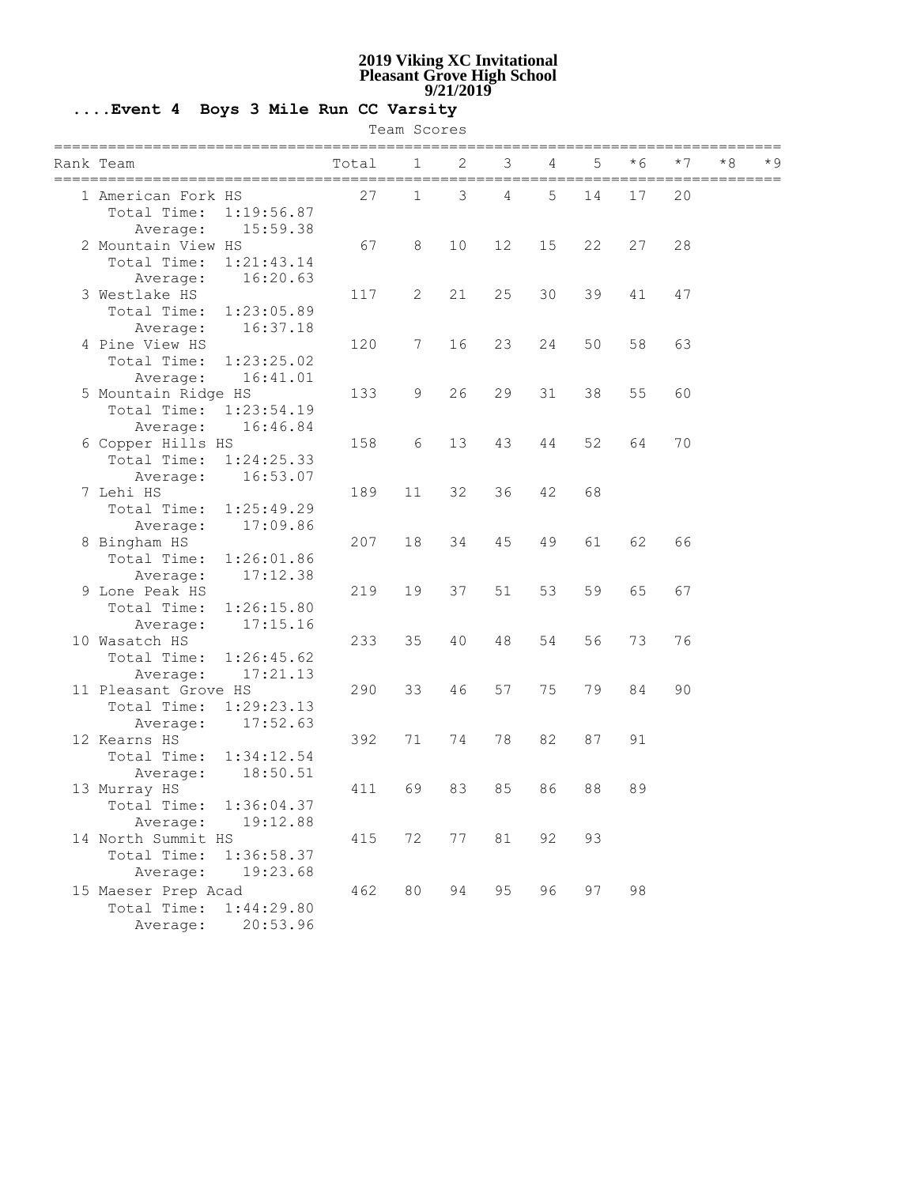# 2019 Viking XC Invitational
## Pleasant Grove High School
## 9/21/2019

### ....Event 4 Boys 3 Mile Run CC Varsity

Team Scores

| Rank | Team | Total | 1 | 2 | 3 | 4 | 5 | *6 | *7 | *8 | *9 |
|---|---|---|---|---|---|---|---|---|---|---|---|
| 1 | American Fork HS | 27 | 1 | 3 | 4 | 5 | 14 | 17 | 20 | | |
| | Total Time: 1:19:56.87 | | | | | | | | | | |
| | Average: 15:59.38 | | | | | | | | | | |
| 2 | Mountain View HS | 67 | 8 | 10 | 12 | 15 | 22 | 27 | 28 | | |
| | Total Time: 1:21:43.14 | | | | | | | | | | |
| | Average: 16:20.63 | | | | | | | | | | |
| 3 | Westlake HS | 117 | 2 | 21 | 25 | 30 | 39 | 41 | 47 | | |
| | Total Time: 1:23:05.89 | | | | | | | | | | |
| | Average: 16:37.18 | | | | | | | | | | |
| 4 | Pine View HS | 120 | 7 | 16 | 23 | 24 | 50 | 58 | 63 | | |
| | Total Time: 1:23:25.02 | | | | | | | | | | |
| | Average: 16:41.01 | | | | | | | | | | |
| 5 | Mountain Ridge HS | 133 | 9 | 26 | 29 | 31 | 38 | 55 | 60 | | |
| | Total Time: 1:23:54.19 | | | | | | | | | | |
| | Average: 16:46.84 | | | | | | | | | | |
| 6 | Copper Hills HS | 158 | 6 | 13 | 43 | 44 | 52 | 64 | 70 | | |
| | Total Time: 1:24:25.33 | | | | | | | | | | |
| | Average: 16:53.07 | | | | | | | | | | |
| 7 | Lehi HS | 189 | 11 | 32 | 36 | 42 | 68 | | | | |
| | Total Time: 1:25:49.29 | | | | | | | | | | |
| | Average: 17:09.86 | | | | | | | | | | |
| 8 | Bingham HS | 207 | 18 | 34 | 45 | 49 | 61 | 62 | 66 | | |
| | Total Time: 1:26:01.86 | | | | | | | | | | |
| | Average: 17:12.38 | | | | | | | | | | |
| 9 | Lone Peak HS | 219 | 19 | 37 | 51 | 53 | 59 | 65 | 67 | | |
| | Total Time: 1:26:15.80 | | | | | | | | | | |
| | Average: 17:15.16 | | | | | | | | | | |
| 10 | Wasatch HS | 233 | 35 | 40 | 48 | 54 | 56 | 73 | 76 | | |
| | Total Time: 1:26:45.62 | | | | | | | | | | |
| | Average: 17:21.13 | | | | | | | | | | |
| 11 | Pleasant Grove HS | 290 | 33 | 46 | 57 | 75 | 79 | 84 | 90 | | |
| | Total Time: 1:29:23.13 | | | | | | | | | | |
| | Average: 17:52.63 | | | | | | | | | | |
| 12 | Kearns HS | 392 | 71 | 74 | 78 | 82 | 87 | 91 | | | |
| | Total Time: 1:34:12.54 | | | | | | | | | | |
| | Average: 18:50.51 | | | | | | | | | | |
| 13 | Murray HS | 411 | 69 | 83 | 85 | 86 | 88 | 89 | | | |
| | Total Time: 1:36:04.37 | | | | | | | | | | |
| | Average: 19:12.88 | | | | | | | | | | |
| 14 | North Summit HS | 415 | 72 | 77 | 81 | 92 | 93 | | | | |
| | Total Time: 1:36:58.37 | | | | | | | | | | |
| | Average: 19:23.68 | | | | | | | | | | |
| 15 | Maeser Prep Acad | 462 | 80 | 94 | 95 | 96 | 97 | 98 | | | |
| | Total Time: 1:44:29.80 | | | | | | | | | | |
| | Average: 20:53.96 | | | | | | | | | | |